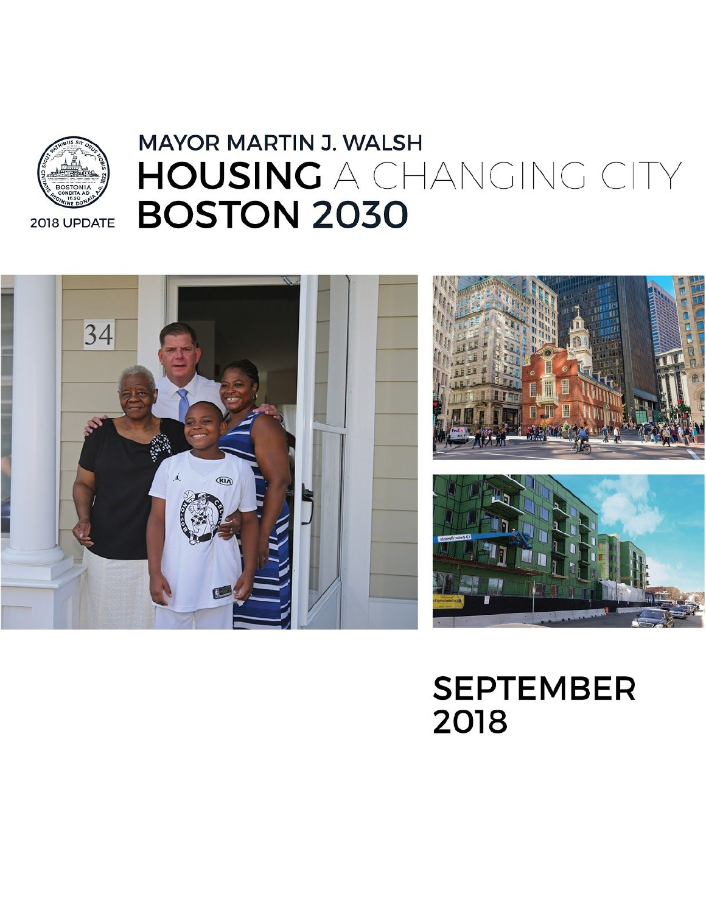2018 UPDATE

# MAYOR MARTIN J. WALSH

# HOUSING A CHANGING CITY BOSTON 2030

## SEPTEMBER 2018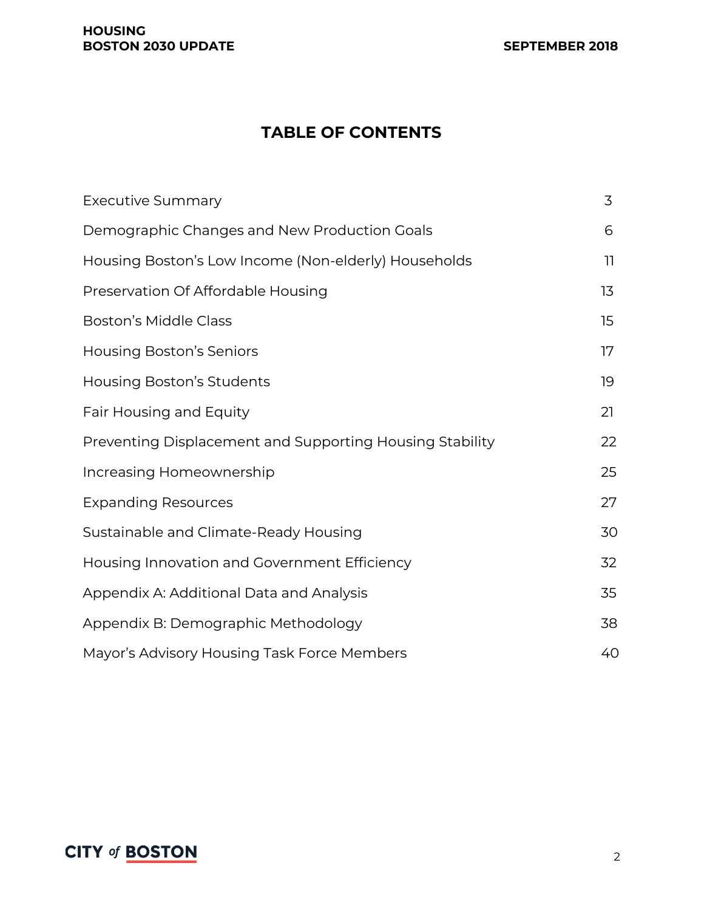# TABLE OF CONTENTS

| | |
|---|---|
| Executive Summary | 3 |
| Demographic Changes and New Production Goals | 6 |
| Housing Boston's Low Income (Non-elderly) Households | 11 |
| Preservation Of Affordable Housing | 13 |
| Boston's Middle Class | 15 |
| Housing Boston's Seniors | 17 |
| Housing Boston's Students | 19 |
| Fair Housing and Equity | 21 |
| Preventing Displacement and Supporting Housing Stability | 22 |
| Increasing Homeownership | 25 |
| Expanding Resources | 27 |
| Sustainable and Climate-Ready Housing | 30 |
| Housing Innovation and Government Efficiency | 32 |
| Appendix A: Additional Data and Analysis | 35 |
| Appendix B: Demographic Methodology | 38 |
| Mayor's Advisory Housing Task Force Members | 40 |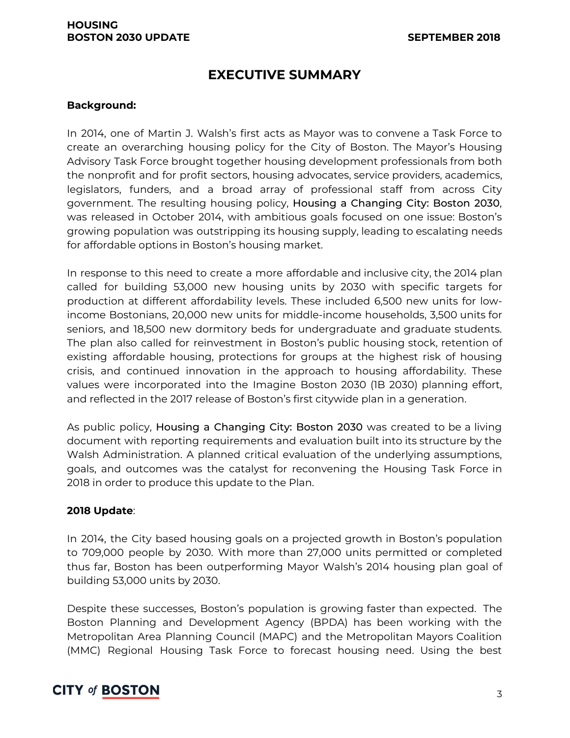# EXECUTIVE SUMMARY

**Background:**

In 2014, one of Martin J. Walsh's first acts as Mayor was to convene a Task Force to create an overarching housing policy for the City of Boston. The Mayor's Housing Advisory Task Force brought together housing development professionals from both the nonprofit and for profit sectors, housing advocates, service providers, academics, legislators, funders, and a broad array of professional staff from across City government. The resulting housing policy, Housing a Changing City: Boston 2030, was released in October 2014, with ambitious goals focused on one issue: Boston's growing population was outstripping its housing supply, leading to escalating needs for affordable options in Boston's housing market.

In response to this need to create a more affordable and inclusive city, the 2014 plan called for building 53,000 new housing units by 2030 with specific targets for production at different affordability levels. These included 6,500 new units for low-income Bostonians, 20,000 new units for middle-income households, 3,500 units for seniors, and 18,500 new dormitory beds for undergraduate and graduate students. The plan also called for reinvestment in Boston's public housing stock, retention of existing affordable housing, protections for groups at the highest risk of housing crisis, and continued innovation in the approach to housing affordability. These values were incorporated into the Imagine Boston 2030 (IB 2030) planning effort, and reflected in the 2017 release of Boston's first citywide plan in a generation.

As public policy, Housing a Changing City: Boston 2030 was created to be a living document with reporting requirements and evaluation built into its structure by the Walsh Administration. A planned critical evaluation of the underlying assumptions, goals, and outcomes was the catalyst for reconvening the Housing Task Force in 2018 in order to produce this update to the Plan.

**2018 Update**:

In 2014, the City based housing goals on a projected growth in Boston's population to 709,000 people by 2030. With more than 27,000 units permitted or completed thus far, Boston has been outperforming Mayor Walsh's 2014 housing plan goal of building 53,000 units by 2030.

Despite these successes, Boston's population is growing faster than expected. The Boston Planning and Development Agency (BPDA) has been working with the Metropolitan Area Planning Council (MAPC) and the Metropolitan Mayors Coalition (MMC) Regional Housing Task Force to forecast housing need. Using the best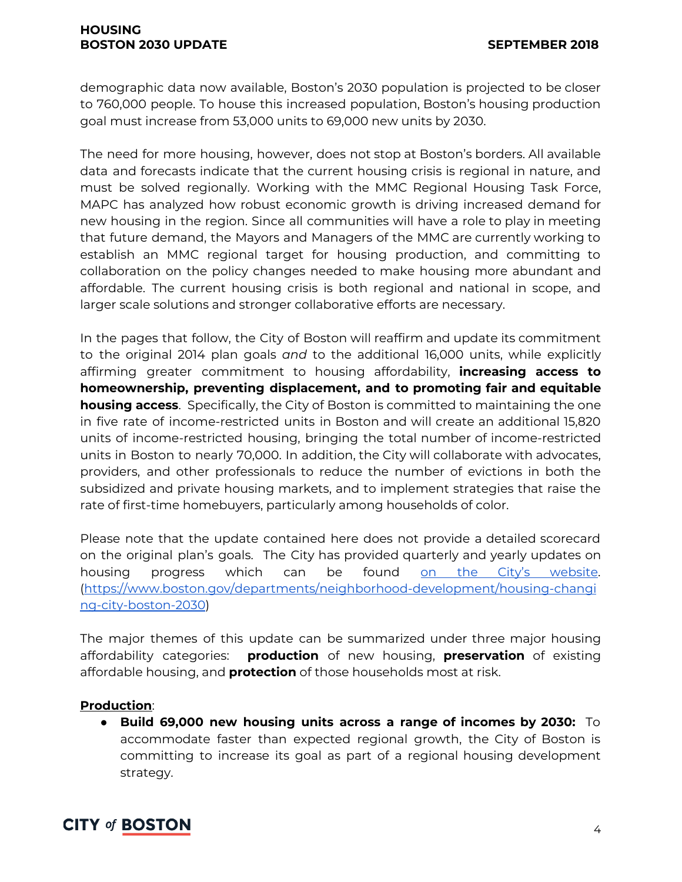demographic data now available, Boston's 2030 population is projected to be closer to 760,000 people. To house this increased population, Boston's housing production goal must increase from 53,000 units to 69,000 new units by 2030.

The need for more housing, however, does not stop at Boston's borders. All available data and forecasts indicate that the current housing crisis is regional in nature, and must be solved regionally. Working with the MMC Regional Housing Task Force, MAPC has analyzed how robust economic growth is driving increased demand for new housing in the region. Since all communities will have a role to play in meeting that future demand, the Mayors and Managers of the MMC are currently working to establish an MMC regional target for housing production, and committing to collaboration on the policy changes needed to make housing more abundant and affordable. The current housing crisis is both regional and national in scope, and larger scale solutions and stronger collaborative efforts are necessary.

In the pages that follow, the City of Boston will reaffirm and update its commitment to the original 2014 plan goals *and* to the additional 16,000 units, while explicitly affirming greater commitment to housing affordability, **increasing access to homeownership, preventing displacement, and to promoting fair and equitable housing access**. Specifically, the City of Boston is committed to maintaining the one in five rate of income-restricted units in Boston and will create an additional 15,820 units of income-restricted housing, bringing the total number of income-restricted units in Boston to nearly 70,000. In addition, the City will collaborate with advocates, providers, and other professionals to reduce the number of evictions in both the subsidized and private housing markets, and to implement strategies that raise the rate of first-time homebuyers, particularly among households of color.

Please note that the update contained here does not provide a detailed scorecard on the original plan's goals. The City has provided quarterly and yearly updates on housing progress which can be found [on the City's website](https://www.boston.gov/departments/neighborhood-development/housing-changing-city-boston-2030). ([https://www.boston.gov/departments/neighborhood-development/housing-changing-city-boston-2030](https://www.boston.gov/departments/neighborhood-development/housing-changing-city-boston-2030))

The major themes of this update can be summarized under three major housing affordability categories: **production** of new housing, **preservation** of existing affordable housing, and **protection** of those households most at risk.

**Production**:

- **Build 69,000 new housing units across a range of incomes by 2030:** To accommodate faster than expected regional growth, the City of Boston is committing to increase its goal as part of a regional housing development strategy.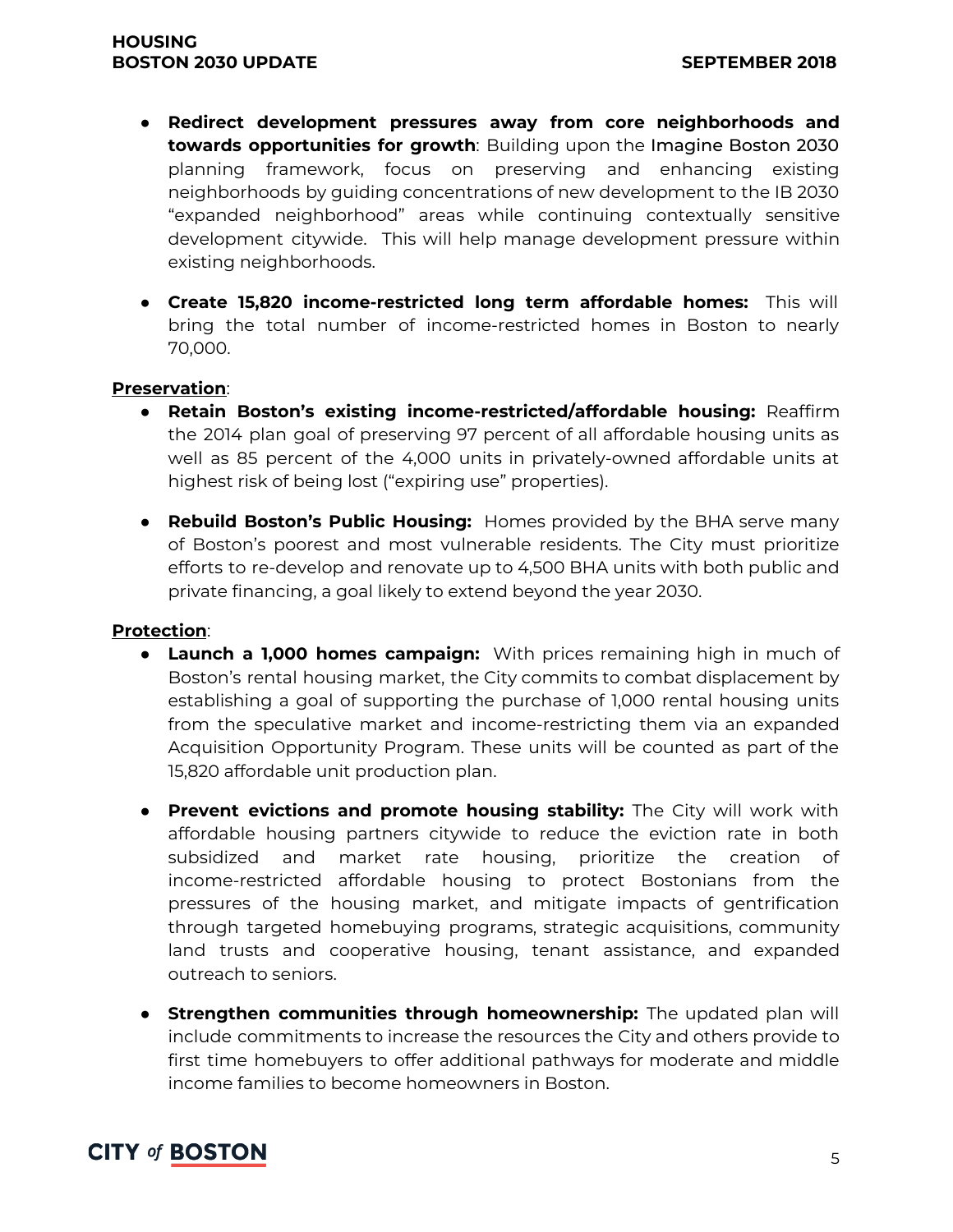- **Redirect development pressures away from core neighborhoods and towards opportunities for growth**: Building upon the Imagine Boston 2030 planning framework, focus on preserving and enhancing existing neighborhoods by guiding concentrations of new development to the IB 2030 "expanded neighborhood" areas while continuing contextually sensitive development citywide. This will help manage development pressure within existing neighborhoods.

- **Create 15,820 income-restricted long term affordable homes:** This will bring the total number of income-restricted homes in Boston to nearly 70,000.

**Preservation**:

- **Retain Boston's existing income-restricted/affordable housing:** Reaffirm the 2014 plan goal of preserving 97 percent of all affordable housing units as well as 85 percent of the 4,000 units in privately-owned affordable units at highest risk of being lost ("expiring use" properties).

- **Rebuild Boston's Public Housing:** Homes provided by the BHA serve many of Boston's poorest and most vulnerable residents. The City must prioritize efforts to re-develop and renovate up to 4,500 BHA units with both public and private financing, a goal likely to extend beyond the year 2030.

**Protection**:

- **Launch a 1,000 homes campaign:** With prices remaining high in much of Boston's rental housing market, the City commits to combat displacement by establishing a goal of supporting the purchase of 1,000 rental housing units from the speculative market and income-restricting them via an expanded Acquisition Opportunity Program. These units will be counted as part of the 15,820 affordable unit production plan.

- **Prevent evictions and promote housing stability:** The City will work with affordable housing partners citywide to reduce the eviction rate in both subsidized and market rate housing, prioritize the creation of income-restricted affordable housing to protect Bostonians from the pressures of the housing market, and mitigate impacts of gentrification through targeted homebuying programs, strategic acquisitions, community land trusts and cooperative housing, tenant assistance, and expanded outreach to seniors.

- **Strengthen communities through homeownership:** The updated plan will include commitments to increase the resources the City and others provide to first time homebuyers to offer additional pathways for moderate and middle income families to become homeowners in Boston.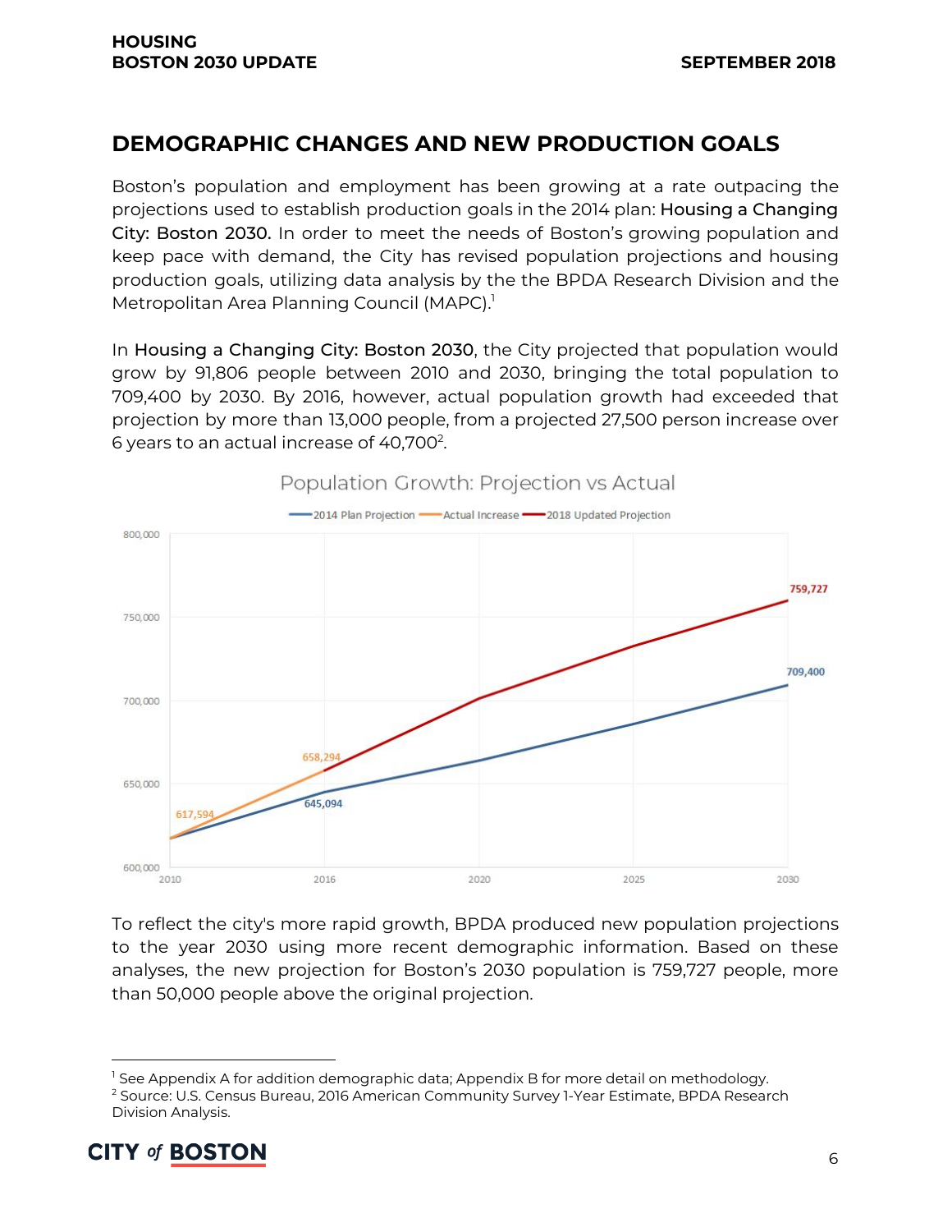## DEMOGRAPHIC CHANGES AND NEW PRODUCTION GOALS

Boston's population and employment has been growing at a rate outpacing the projections used to establish production goals in the 2014 plan: Housing a Changing City: Boston 2030. In order to meet the needs of Boston's growing population and keep pace with demand, the City has revised population projections and housing production goals, utilizing data analysis by the the BPDA Research Division and the Metropolitan Area Planning Council (MAPC).[1]

In Housing a Changing City: Boston 2030, the City projected that population would grow by 91,806 people between 2010 and 2030, bringing the total population to 709,400 by 2030. By 2016, however, actual population growth had exceeded that projection by more than 13,000 people, from a projected 27,500 person increase over 6 years to an actual increase of 40,700[2].

Population Growth: Projection vs Actual

To reflect the city's more rapid growth, BPDA produced new population projections to the year 2030 using more recent demographic information. Based on these analyses, the new projection for Boston's 2030 population is 759,727 people, more than 50,000 people above the original projection.

---

[1] See Appendix A for addition demographic data; Appendix B for more detail on methodology.

[2] Source: U.S. Census Bureau, 2016 American Community Survey 1-Year Estimate, BPDA Research Division Analysis.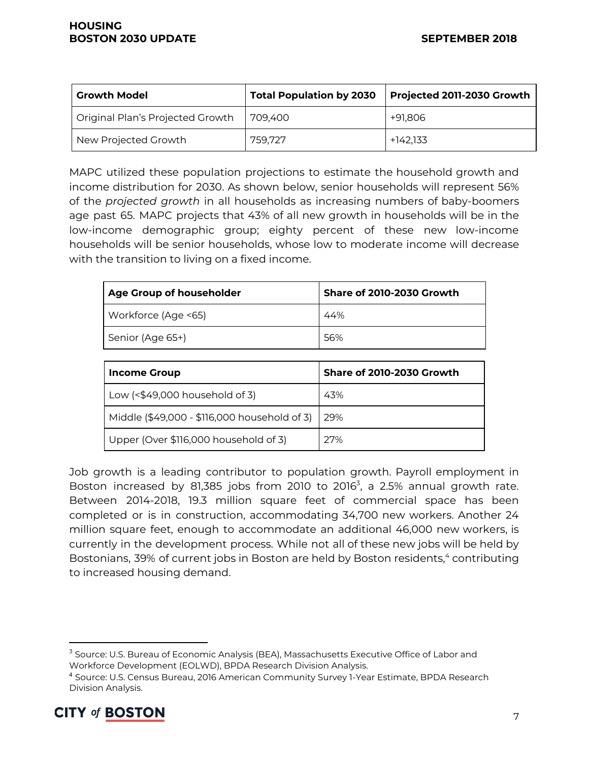| Growth Model | Total Population by 2030 | Projected 2011-2030 Growth |
|---|---|---|
| Original Plan's Projected Growth | 709,400 | +91,806 |
| New Projected Growth | 759,727 | +142,133 |

MAPC utilized these population projections to estimate the household growth and income distribution for 2030. As shown below, senior households will represent 56% of the *projected growth* in all households as increasing numbers of baby-boomers age past 65. MAPC projects that 43% of all new growth in households will be in the low-income demographic group; eighty percent of these new low-income households will be senior households, whose low to moderate income will decrease with the transition to living on a fixed income.

| Age Group of householder | Share of 2010-2030 Growth |
|---|---|
| Workforce (Age <65) | 44% |
| Senior (Age 65+) | 56% |

| Income Group | Share of 2010-2030 Growth |
|---|---|
| Low (<$49,000 household of 3) | 43% |
| Middle ($49,000 - $116,000 household of 3) | 29% |
| Upper (Over $116,000 household of 3) | 27% |

Job growth is a leading contributor to population growth. Payroll employment in Boston increased by 81,385 jobs from 2010 to 2016[3], a 2.5% annual growth rate. Between 2014-2018, 19.3 million square feet of commercial space has been completed or is in construction, accommodating 34,700 new workers. Another 24 million square feet, enough to accommodate an additional 46,000 new workers, is currently in the development process. While not all of these new jobs will be held by Bostonians, 39% of current jobs in Boston are held by Boston residents,[4] contributing to increased housing demand.

[3] Source: U.S. Bureau of Economic Analysis (BEA), Massachusetts Executive Office of Labor and Workforce Development (EOLWD), BPDA Research Division Analysis.

[4] Source: U.S. Census Bureau, 2016 American Community Survey 1-Year Estimate, BPDA Research Division Analysis.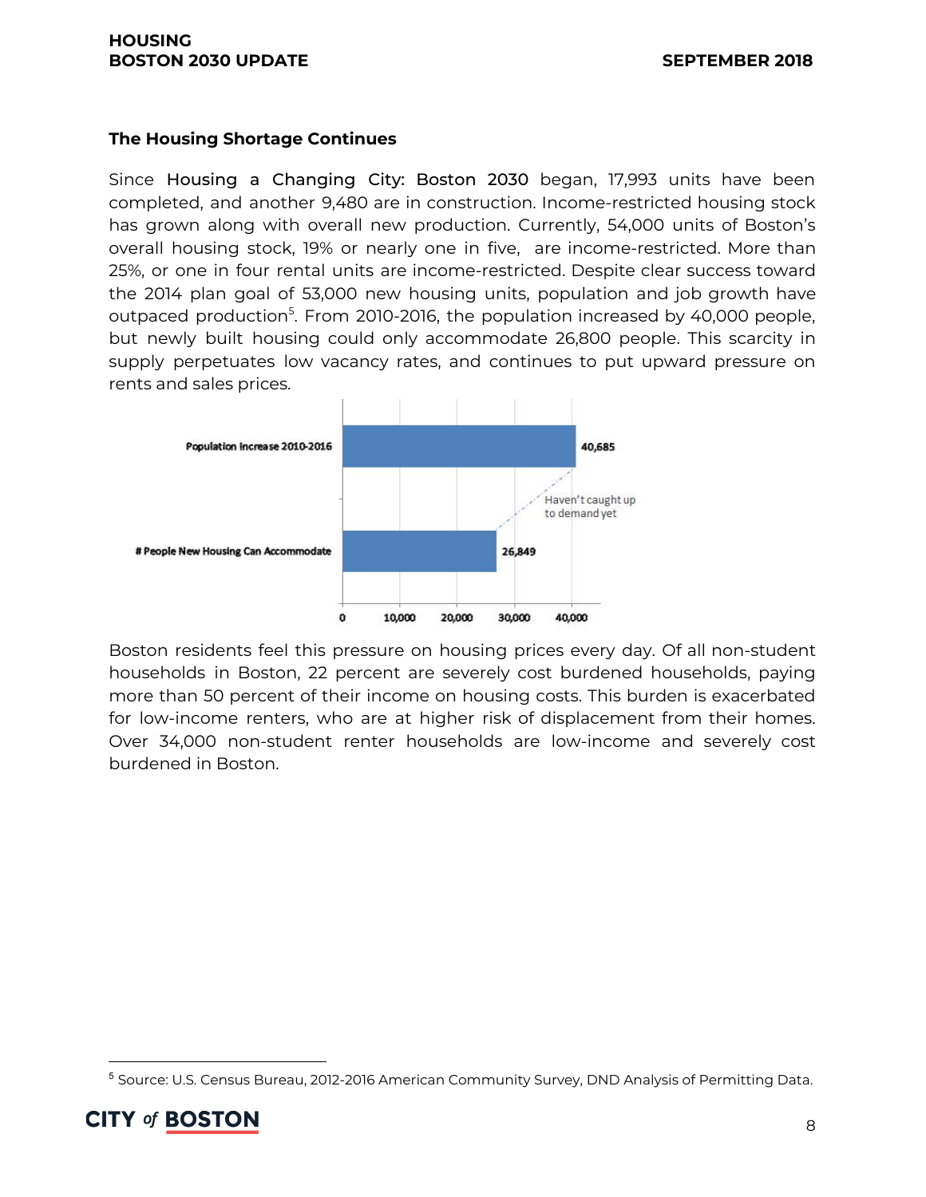### The Housing Shortage Continues

Since Housing a Changing City: Boston 2030 began, 17,993 units have been completed, and another 9,480 are in construction. Income-restricted housing stock has grown along with overall new production. Currently, 54,000 units of Boston's overall housing stock, 19% or nearly one in five, are income-restricted. More than 25%, or one in four rental units are income-restricted. Despite clear success toward the 2014 plan goal of 53,000 new housing units, population and job growth have outpaced production[5]. From 2010-2016, the population increased by 40,000 people, but newly built housing could only accommodate 26,800 people. This scarcity in supply perpetuates low vacancy rates, and continues to put upward pressure on rents and sales prices.

| | |
|---|---|
| Population Increase 2010-2016 | 40,685 |
| # People New Housing Can Accommodate | 26,849 |

Haven't caught up to demand yet

Boston residents feel this pressure on housing prices every day. Of all non-student households in Boston, 22 percent are severely cost burdened households, paying more than 50 percent of their income on housing costs. This burden is exacerbated for low-income renters, who are at higher risk of displacement from their homes. Over 34,000 non-student renter households are low-income and severely cost burdened in Boston.

[5] Source: U.S. Census Bureau, 2012-2016 American Community Survey, DND Analysis of Permitting Data.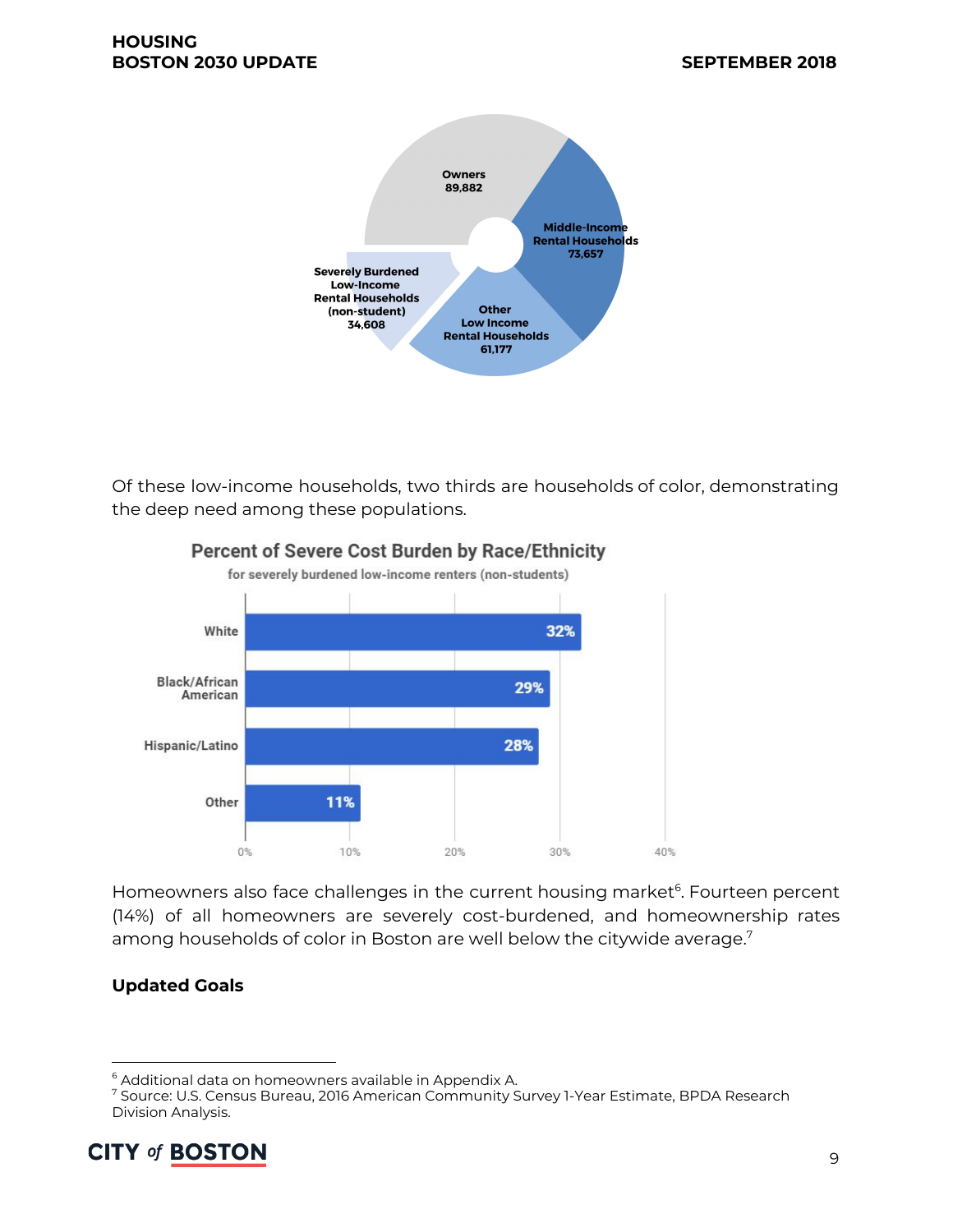Owners 89,882

Middle-Income Rental Households 73,657

Other Low Income Rental Households 61,177

Severely Burdened Low-Income Rental Households (non-student) 34,608

Of these low-income households, two thirds are households of color, demonstrating the deep need among these populations.

**Percent of Severe Cost Burden by Race/Ethnicity**

for severely burdened low-income renters (non-students)

| Race/Ethnicity | Percent |
| --- | --- |
| White | 32% |
| Black/African American | 29% |
| Hispanic/Latino | 28% |
| Other | 11% |

Homeowners also face challenges in the current housing market[6]. Fourteen percent (14%) of all homeowners are severely cost-burdened, and homeownership rates among households of color in Boston are well below the citywide average.[7]

## Updated Goals

[6] Additional data on homeowners available in Appendix A.

[7] Source: U.S. Census Bureau, 2016 American Community Survey 1-Year Estimate, BPDA Research Division Analysis.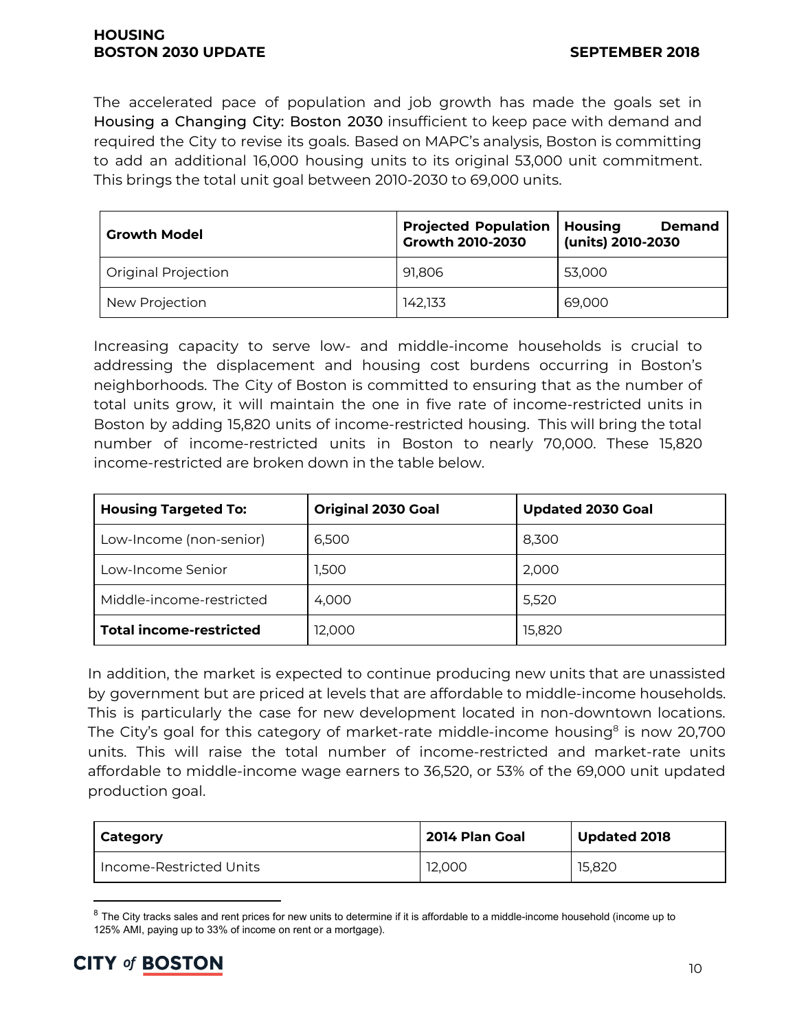The accelerated pace of population and job growth has made the goals set in Housing a Changing City: Boston 2030 insufficient to keep pace with demand and required the City to revise its goals. Based on MAPC's analysis, Boston is committing to add an additional 16,000 housing units to its original 53,000 unit commitment. This brings the total unit goal between 2010-2030 to 69,000 units.

| Growth Model | Projected Population Growth 2010-2030 | Housing Demand (units) 2010-2030 |
|---|---|---|
| Original Projection | 91,806 | 53,000 |
| New Projection | 142,133 | 69,000 |

Increasing capacity to serve low- and middle-income households is crucial to addressing the displacement and housing cost burdens occurring in Boston's neighborhoods. The City of Boston is committed to ensuring that as the number of total units grow, it will maintain the one in five rate of income-restricted units in Boston by adding 15,820 units of income-restricted housing. This will bring the total number of income-restricted units in Boston to nearly 70,000. These 15,820 income-restricted are broken down in the table below.

| Housing Targeted To: | Original 2030 Goal | Updated 2030 Goal |
|---|---|---|
| Low-Income (non-senior) | 6,500 | 8,300 |
| Low-Income Senior | 1,500 | 2,000 |
| Middle-income-restricted | 4,000 | 5,520 |
| **Total income-restricted** | 12,000 | 15,820 |

In addition, the market is expected to continue producing new units that are unassisted by government but are priced at levels that are affordable to middle-income households. This is particularly the case for new development located in non-downtown locations. The City's goal for this category of market-rate middle-income housing[8] is now 20,700 units. This will raise the total number of income-restricted and market-rate units affordable to middle-income wage earners to 36,520, or 53% of the 69,000 unit updated production goal.

| Category | 2014 Plan Goal | Updated 2018 |
|---|---|---|
| Income-Restricted Units | 12,000 | 15,820 |

[8] The City tracks sales and rent prices for new units to determine if it is affordable to a middle-income household (income up to 125% AMI, paying up to 33% of income on rent or a mortgage).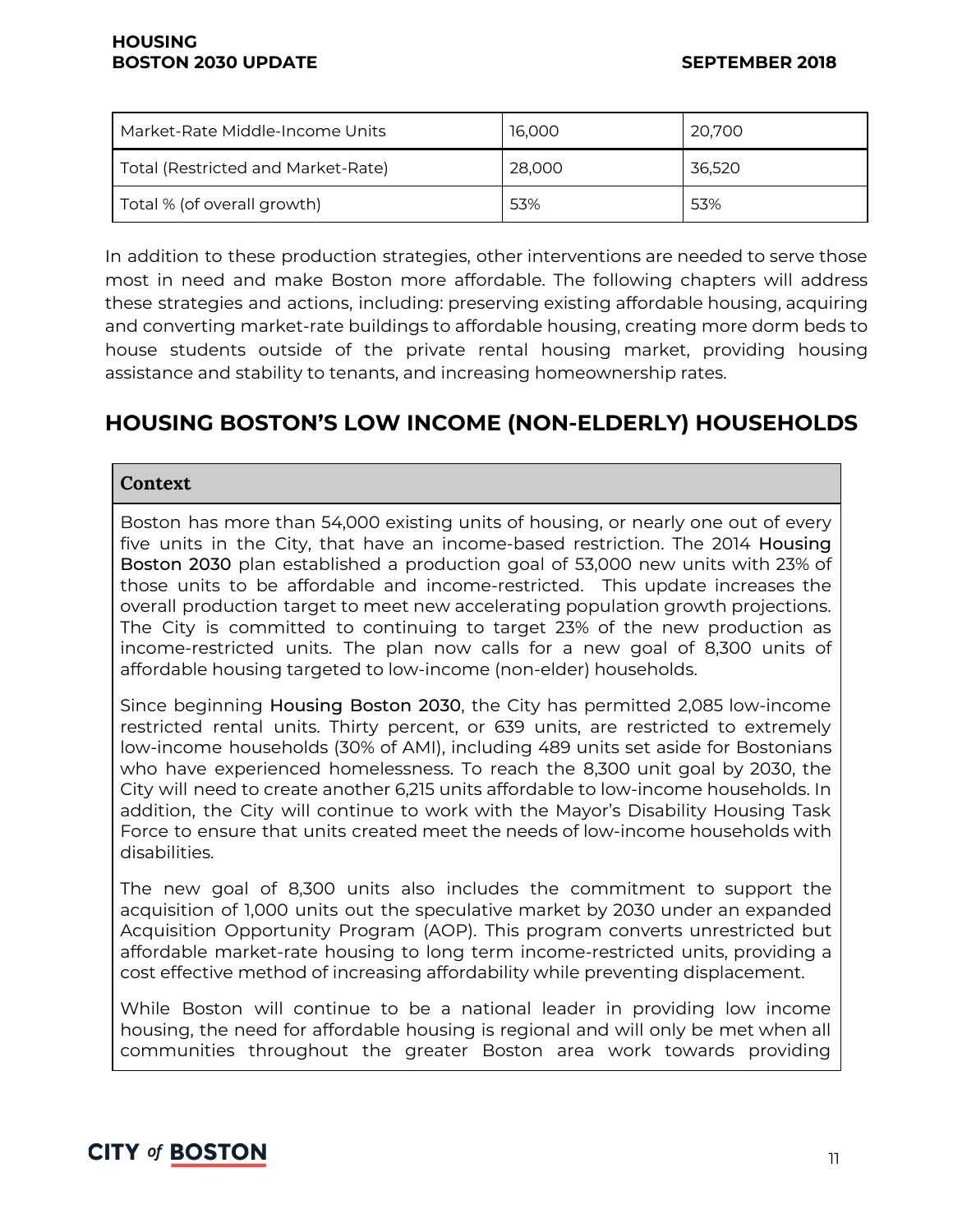| Market-Rate Middle-Income Units | 16,000 | 20,700 |
|---|---|---|
| Total (Restricted and Market-Rate) | 28,000 | 36,520 |
| Total % (of overall growth) | 53% | 53% |

In addition to these production strategies, other interventions are needed to serve those most in need and make Boston more affordable. The following chapters will address these strategies and actions, including: preserving existing affordable housing, acquiring and converting market-rate buildings to affordable housing, creating more dorm beds to house students outside of the private rental housing market, providing housing assistance and stability to tenants, and increasing homeownership rates.

## HOUSING BOSTON'S LOW INCOME (NON-ELDERLY) HOUSEHOLDS

### Context

Boston has more than 54,000 existing units of housing, or nearly one out of every five units in the City, that have an income-based restriction. The 2014 Housing Boston 2030 plan established a production goal of 53,000 new units with 23% of those units to be affordable and income-restricted. This update increases the overall production target to meet new accelerating population growth projections. The City is committed to continuing to target 23% of the new production as income-restricted units. The plan now calls for a new goal of 8,300 units of affordable housing targeted to low-income (non-elder) households.

Since beginning Housing Boston 2030, the City has permitted 2,085 low-income restricted rental units. Thirty percent, or 639 units, are restricted to extremely low-income households (30% of AMI), including 489 units set aside for Bostonians who have experienced homelessness. To reach the 8,300 unit goal by 2030, the City will need to create another 6,215 units affordable to low-income households. In addition, the City will continue to work with the Mayor's Disability Housing Task Force to ensure that units created meet the needs of low-income households with disabilities.

The new goal of 8,300 units also includes the commitment to support the acquisition of 1,000 units out the speculative market by 2030 under an expanded Acquisition Opportunity Program (AOP). This program converts unrestricted but affordable market-rate housing to long term income-restricted units, providing a cost effective method of increasing affordability while preventing displacement.

While Boston will continue to be a national leader in providing low income housing, the need for affordable housing is regional and will only be met when all communities throughout the greater Boston area work towards providing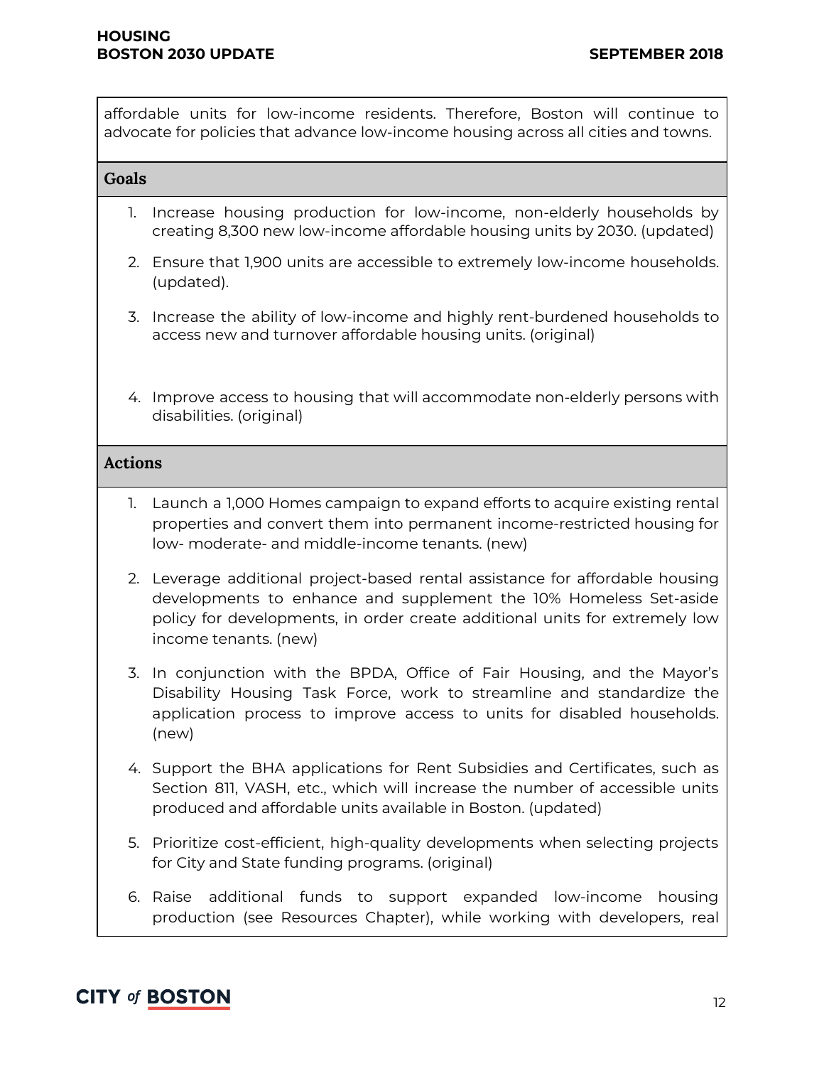affordable units for low-income residents. Therefore, Boston will continue to advocate for policies that advance low-income housing across all cities and towns.

### Goals

1. Increase housing production for low-income, non-elderly households by creating 8,300 new low-income affordable housing units by 2030. (updated)
2. Ensure that 1,900 units are accessible to extremely low-income households. (updated).
3. Increase the ability of low-income and highly rent-burdened households to access new and turnover affordable housing units. (original)
4. Improve access to housing that will accommodate non-elderly persons with disabilities. (original)

### Actions

1. Launch a 1,000 Homes campaign to expand efforts to acquire existing rental properties and convert them into permanent income-restricted housing for low- moderate- and middle-income tenants. (new)
2. Leverage additional project-based rental assistance for affordable housing developments to enhance and supplement the 10% Homeless Set-aside policy for developments, in order create additional units for extremely low income tenants. (new)
3. In conjunction with the BPDA, Office of Fair Housing, and the Mayor's Disability Housing Task Force, work to streamline and standardize the application process to improve access to units for disabled households. (new)
4. Support the BHA applications for Rent Subsidies and Certificates, such as Section 811, VASH, etc., which will increase the number of accessible units produced and affordable units available in Boston. (updated)
5. Prioritize cost-efficient, high-quality developments when selecting projects for City and State funding programs. (original)
6. Raise additional funds to support expanded low-income housing production (see Resources Chapter), while working with developers, real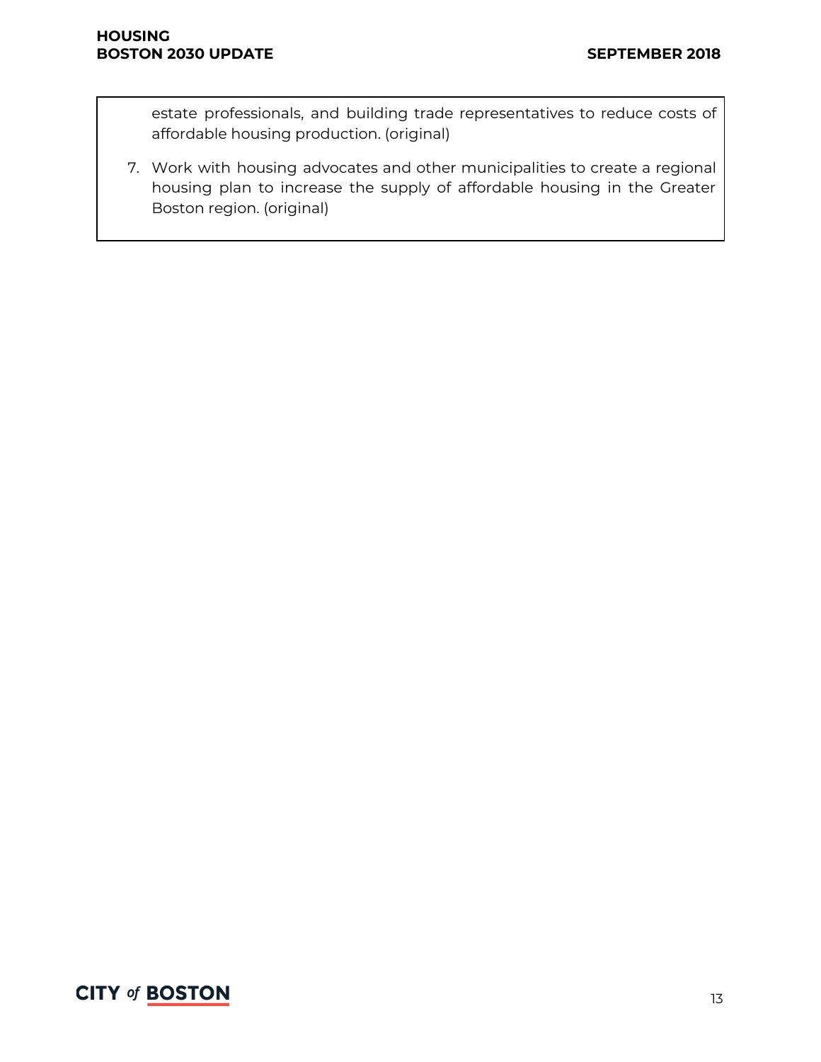estate professionals, and building trade representatives to reduce costs of affordable housing production. (original)

7. Work with housing advocates and other municipalities to create a regional housing plan to increase the supply of affordable housing in the Greater Boston region. (original)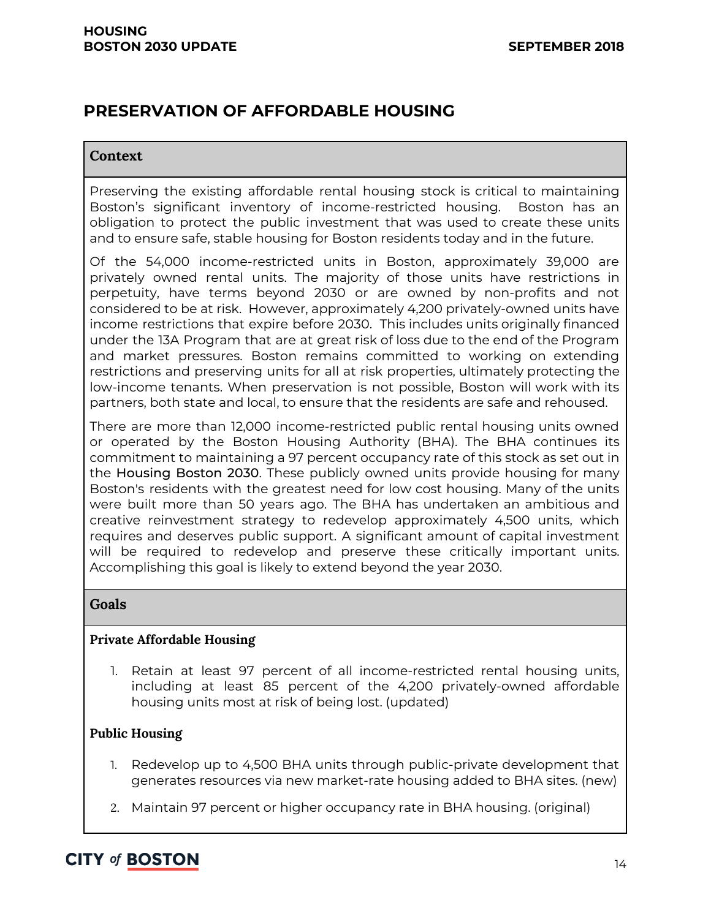## PRESERVATION OF AFFORDABLE HOUSING

### Context

Preserving the existing affordable rental housing stock is critical to maintaining Boston's significant inventory of income-restricted housing. Boston has an obligation to protect the public investment that was used to create these units and to ensure safe, stable housing for Boston residents today and in the future.

Of the 54,000 income-restricted units in Boston, approximately 39,000 are privately owned rental units. The majority of those units have restrictions in perpetuity, have terms beyond 2030 or are owned by non-profits and not considered to be at risk. However, approximately 4,200 privately-owned units have income restrictions that expire before 2030. This includes units originally financed under the 13A Program that are at great risk of loss due to the end of the Program and market pressures. Boston remains committed to working on extending restrictions and preserving units for all at risk properties, ultimately protecting the low-income tenants. When preservation is not possible, Boston will work with its partners, both state and local, to ensure that the residents are safe and rehoused.

There are more than 12,000 income-restricted public rental housing units owned or operated by the Boston Housing Authority (BHA). The BHA continues its commitment to maintaining a 97 percent occupancy rate of this stock as set out in the Housing Boston 2030. These publicly owned units provide housing for many Boston's residents with the greatest need for low cost housing. Many of the units were built more than 50 years ago. The BHA has undertaken an ambitious and creative reinvestment strategy to redevelop approximately 4,500 units, which requires and deserves public support. A significant amount of capital investment will be required to redevelop and preserve these critically important units. Accomplishing this goal is likely to extend beyond the year 2030.

### Goals

**Private Affordable Housing**

1. Retain at least 97 percent of all income-restricted rental housing units, including at least 85 percent of the 4,200 privately-owned affordable housing units most at risk of being lost. (updated)

**Public Housing**

1. Redevelop up to 4,500 BHA units through public-private development that generates resources via new market-rate housing added to BHA sites. (new)
2. Maintain 97 percent or higher occupancy rate in BHA housing. (original)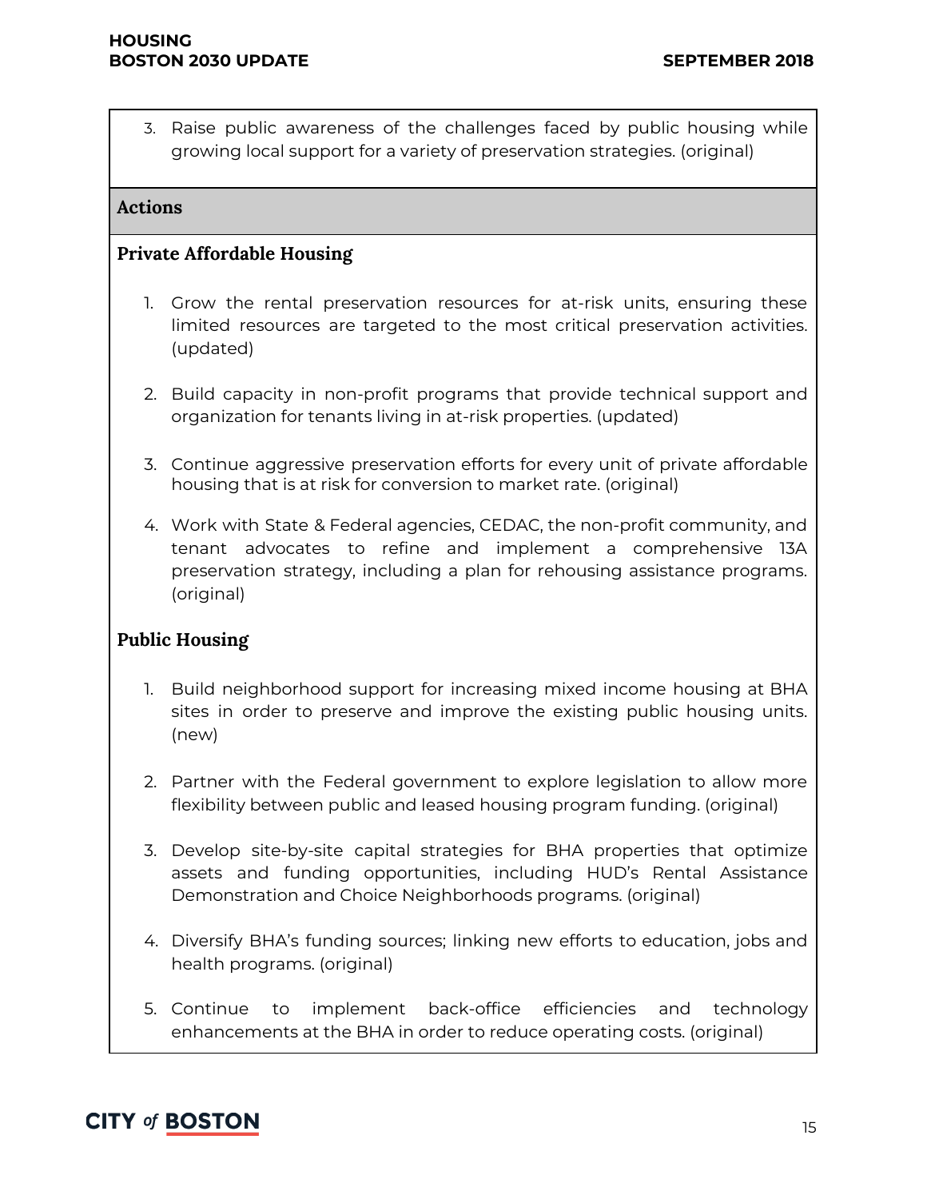3. Raise public awareness of the challenges faced by public housing while growing local support for a variety of preservation strategies. (original)

## Actions

### Private Affordable Housing

1. Grow the rental preservation resources for at-risk units, ensuring these limited resources are targeted to the most critical preservation activities. (updated)

2. Build capacity in non-profit programs that provide technical support and organization for tenants living in at-risk properties. (updated)

3. Continue aggressive preservation efforts for every unit of private affordable housing that is at risk for conversion to market rate. (original)

4. Work with State & Federal agencies, CEDAC, the non-profit community, and tenant advocates to refine and implement a comprehensive 13A preservation strategy, including a plan for rehousing assistance programs. (original)

### Public Housing

1. Build neighborhood support for increasing mixed income housing at BHA sites in order to preserve and improve the existing public housing units. (new)

2. Partner with the Federal government to explore legislation to allow more flexibility between public and leased housing program funding. (original)

3. Develop site-by-site capital strategies for BHA properties that optimize assets and funding opportunities, including HUD's Rental Assistance Demonstration and Choice Neighborhoods programs. (original)

4. Diversify BHA's funding sources; linking new efforts to education, jobs and health programs. (original)

5. Continue to implement back-office efficiencies and technology enhancements at the BHA in order to reduce operating costs. (original)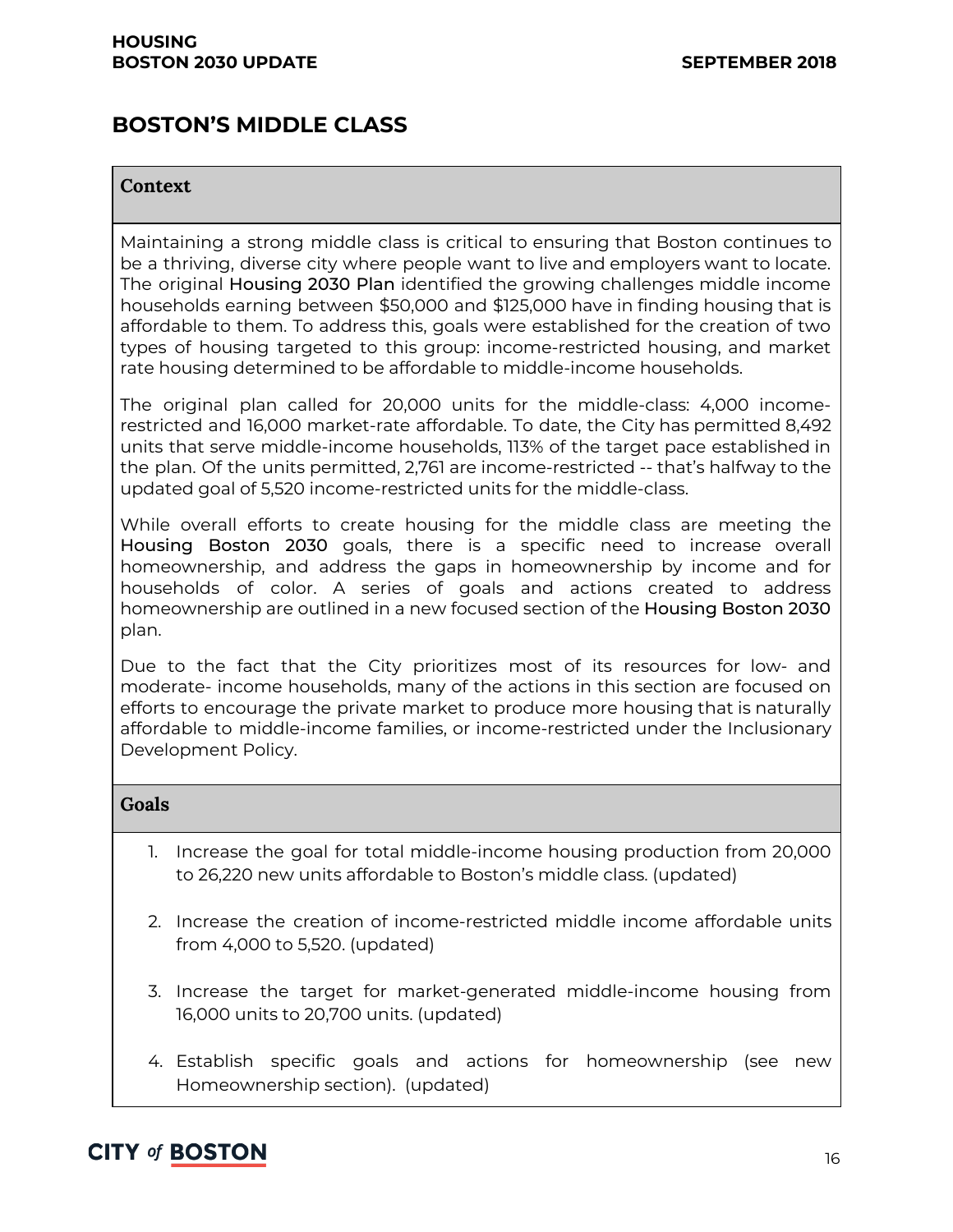## BOSTON'S MIDDLE CLASS

### Context

Maintaining a strong middle class is critical to ensuring that Boston continues to be a thriving, diverse city where people want to live and employers want to locate. The original Housing 2030 Plan identified the growing challenges middle income households earning between $50,000 and $125,000 have in finding housing that is affordable to them. To address this, goals were established for the creation of two types of housing targeted to this group: income-restricted housing, and market rate housing determined to be affordable to middle-income households.

The original plan called for 20,000 units for the middle-class: 4,000 income-restricted and 16,000 market-rate affordable. To date, the City has permitted 8,492 units that serve middle-income households, 113% of the target pace established in the plan. Of the units permitted, 2,761 are income-restricted -- that's halfway to the updated goal of 5,520 income-restricted units for the middle-class.

While overall efforts to create housing for the middle class are meeting the Housing Boston 2030 goals, there is a specific need to increase overall homeownership, and address the gaps in homeownership by income and for households of color. A series of goals and actions created to address homeownership are outlined in a new focused section of the Housing Boston 2030 plan.

Due to the fact that the City prioritizes most of its resources for low- and moderate- income households, many of the actions in this section are focused on efforts to encourage the private market to produce more housing that is naturally affordable to middle-income families, or income-restricted under the Inclusionary Development Policy.

### Goals

1. Increase the goal for total middle-income housing production from 20,000 to 26,220 new units affordable to Boston's middle class. (updated)
2. Increase the creation of income-restricted middle income affordable units from 4,000 to 5,520. (updated)
3. Increase the target for market-generated middle-income housing from 16,000 units to 20,700 units. (updated)
4. Establish specific goals and actions for homeownership (see new Homeownership section). (updated)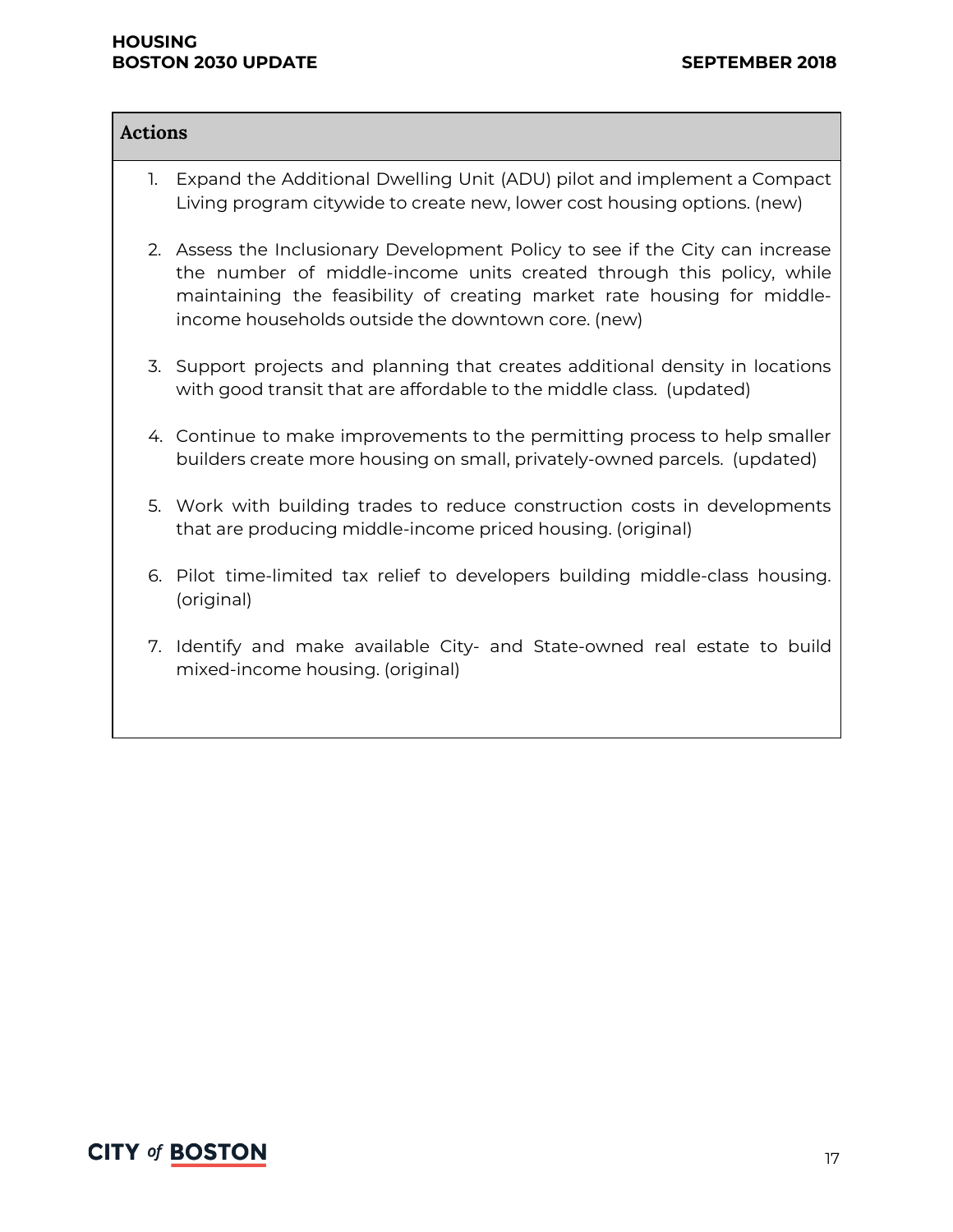**Actions**

1. Expand the Additional Dwelling Unit (ADU) pilot and implement a Compact Living program citywide to create new, lower cost housing options. (new)

2. Assess the Inclusionary Development Policy to see if the City can increase the number of middle-income units created through this policy, while maintaining the feasibility of creating market rate housing for middle-income households outside the downtown core. (new)

3. Support projects and planning that creates additional density in locations with good transit that are affordable to the middle class. (updated)

4. Continue to make improvements to the permitting process to help smaller builders create more housing on small, privately-owned parcels. (updated)

5. Work with building trades to reduce construction costs in developments that are producing middle-income priced housing. (original)

6. Pilot time-limited tax relief to developers building middle-class housing. (original)

7. Identify and make available City- and State-owned real estate to build mixed-income housing. (original)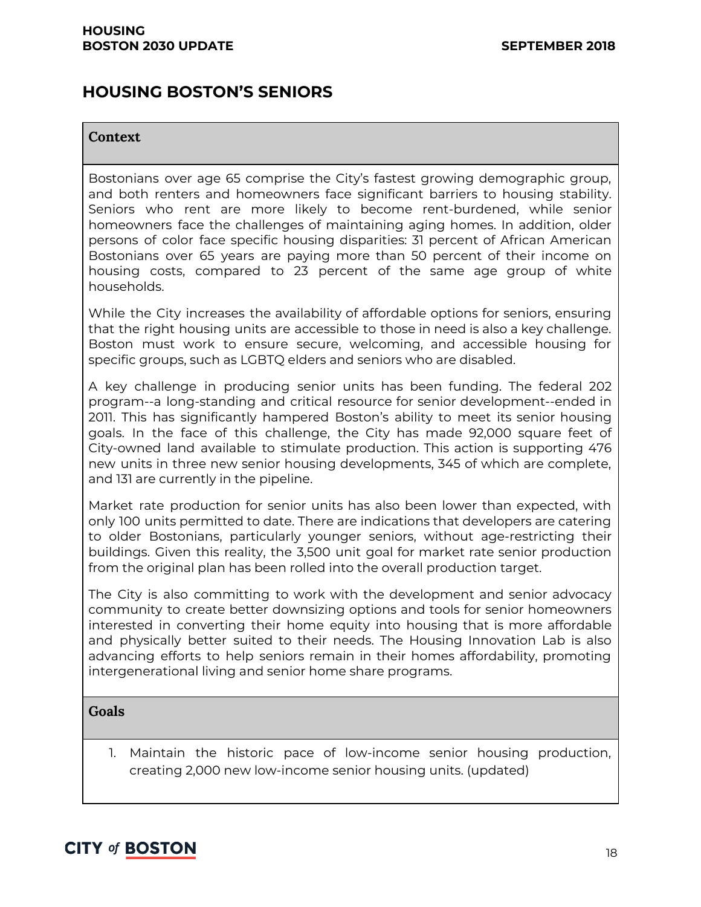## HOUSING BOSTON'S SENIORS

### Context

Bostonians over age 65 comprise the City's fastest growing demographic group, and both renters and homeowners face significant barriers to housing stability. Seniors who rent are more likely to become rent-burdened, while senior homeowners face the challenges of maintaining aging homes. In addition, older persons of color face specific housing disparities: 31 percent of African American Bostonians over 65 years are paying more than 50 percent of their income on housing costs, compared to 23 percent of the same age group of white households.

While the City increases the availability of affordable options for seniors, ensuring that the right housing units are accessible to those in need is also a key challenge. Boston must work to ensure secure, welcoming, and accessible housing for specific groups, such as LGBTQ elders and seniors who are disabled.

A key challenge in producing senior units has been funding. The federal 202 program--a long-standing and critical resource for senior development--ended in 2011. This has significantly hampered Boston's ability to meet its senior housing goals. In the face of this challenge, the City has made 92,000 square feet of City-owned land available to stimulate production. This action is supporting 476 new units in three new senior housing developments, 345 of which are complete, and 131 are currently in the pipeline.

Market rate production for senior units has also been lower than expected, with only 100 units permitted to date. There are indications that developers are catering to older Bostonians, particularly younger seniors, without age-restricting their buildings. Given this reality, the 3,500 unit goal for market rate senior production from the original plan has been rolled into the overall production target.

The City is also committing to work with the development and senior advocacy community to create better downsizing options and tools for senior homeowners interested in converting their home equity into housing that is more affordable and physically better suited to their needs. The Housing Innovation Lab is also advancing efforts to help seniors remain in their homes affordability, promoting intergenerational living and senior home share programs.

### Goals

1. Maintain the historic pace of low-income senior housing production, creating 2,000 new low-income senior housing units. (updated)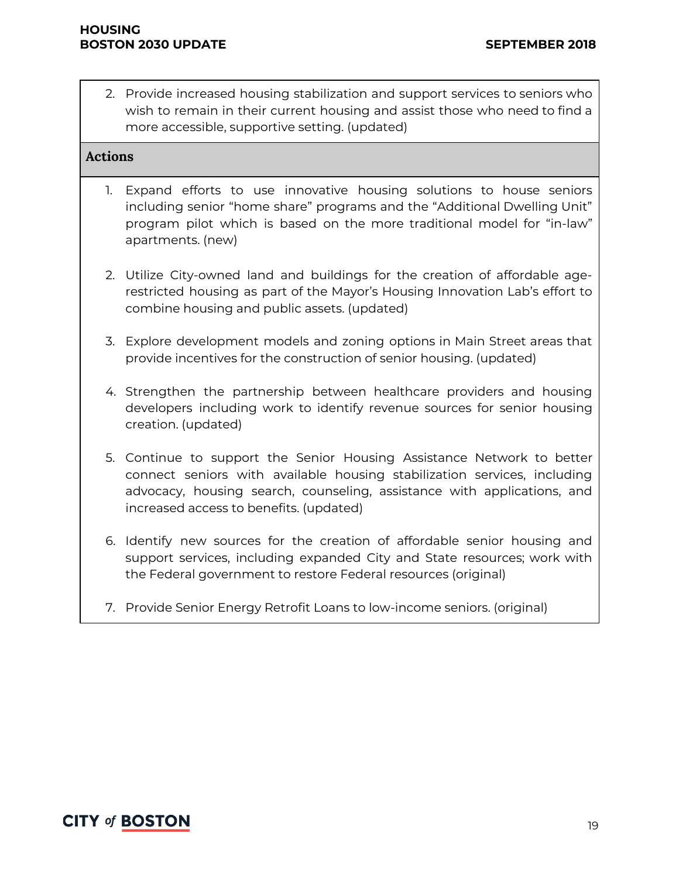2. Provide increased housing stabilization and support services to seniors who wish to remain in their current housing and assist those who need to find a more accessible, supportive setting. (updated)

**Actions**

1. Expand efforts to use innovative housing solutions to house seniors including senior "home share" programs and the "Additional Dwelling Unit" program pilot which is based on the more traditional model for "in-law" apartments. (new)

2. Utilize City-owned land and buildings for the creation of affordable age-restricted housing as part of the Mayor's Housing Innovation Lab's effort to combine housing and public assets. (updated)

3. Explore development models and zoning options in Main Street areas that provide incentives for the construction of senior housing. (updated)

4. Strengthen the partnership between healthcare providers and housing developers including work to identify revenue sources for senior housing creation. (updated)

5. Continue to support the Senior Housing Assistance Network to better connect seniors with available housing stabilization services, including advocacy, housing search, counseling, assistance with applications, and increased access to benefits. (updated)

6. Identify new sources for the creation of affordable senior housing and support services, including expanded City and State resources; work with the Federal government to restore Federal resources (original)

7. Provide Senior Energy Retrofit Loans to low-income seniors. (original)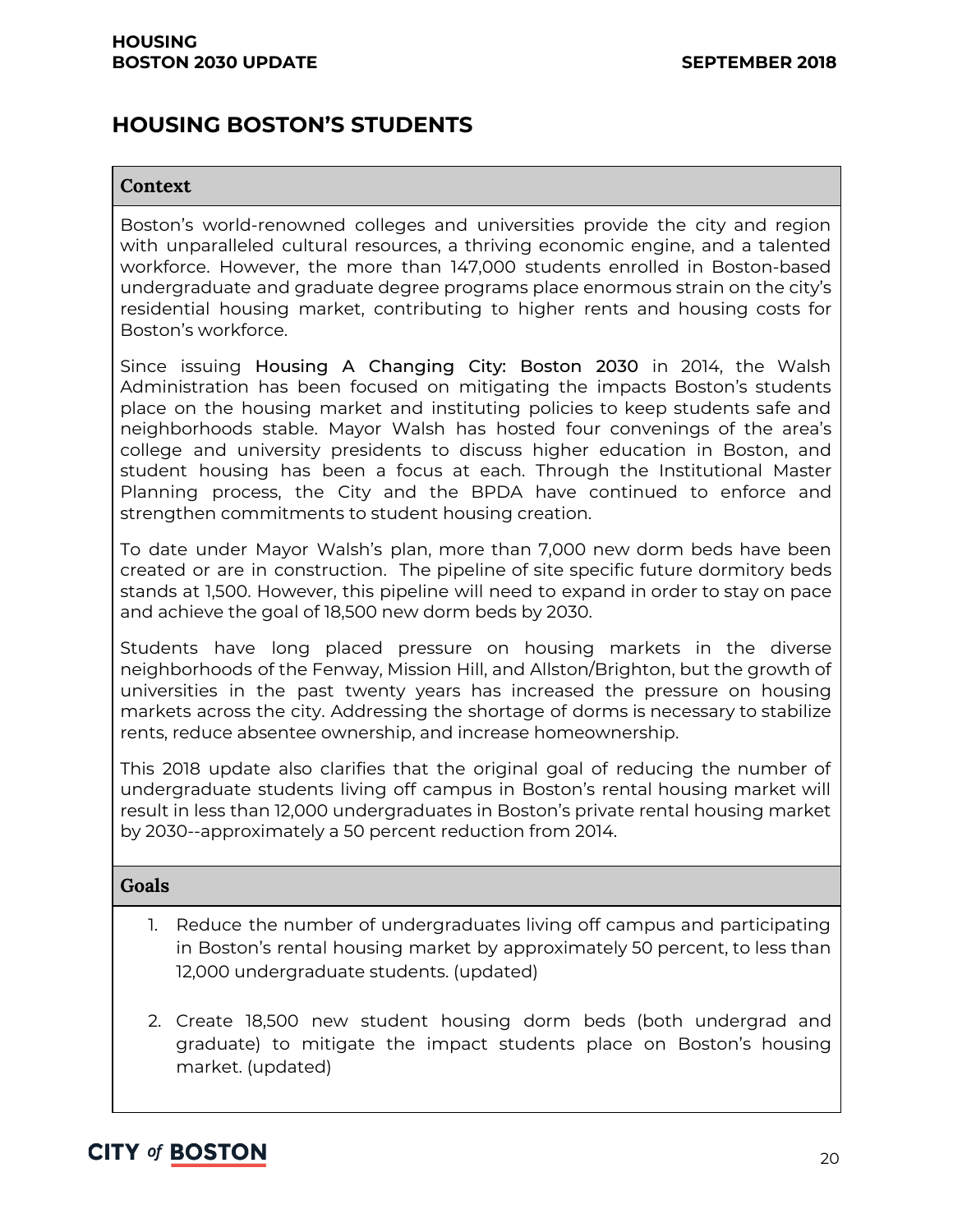## HOUSING BOSTON'S STUDENTS

### Context

Boston's world-renowned colleges and universities provide the city and region with unparalleled cultural resources, a thriving economic engine, and a talented workforce. However, the more than 147,000 students enrolled in Boston-based undergraduate and graduate degree programs place enormous strain on the city's residential housing market, contributing to higher rents and housing costs for Boston's workforce.

Since issuing Housing A Changing City: Boston 2030 in 2014, the Walsh Administration has been focused on mitigating the impacts Boston's students place on the housing market and instituting policies to keep students safe and neighborhoods stable. Mayor Walsh has hosted four convenings of the area's college and university presidents to discuss higher education in Boston, and student housing has been a focus at each. Through the Institutional Master Planning process, the City and the BPDA have continued to enforce and strengthen commitments to student housing creation.

To date under Mayor Walsh's plan, more than 7,000 new dorm beds have been created or are in construction. The pipeline of site specific future dormitory beds stands at 1,500. However, this pipeline will need to expand in order to stay on pace and achieve the goal of 18,500 new dorm beds by 2030.

Students have long placed pressure on housing markets in the diverse neighborhoods of the Fenway, Mission Hill, and Allston/Brighton, but the growth of universities in the past twenty years has increased the pressure on housing markets across the city. Addressing the shortage of dorms is necessary to stabilize rents, reduce absentee ownership, and increase homeownership.

This 2018 update also clarifies that the original goal of reducing the number of undergraduate students living off campus in Boston's rental housing market will result in less than 12,000 undergraduates in Boston's private rental housing market by 2030--approximately a 50 percent reduction from 2014.

### Goals

1. Reduce the number of undergraduates living off campus and participating in Boston's rental housing market by approximately 50 percent, to less than 12,000 undergraduate students. (updated)

2. Create 18,500 new student housing dorm beds (both undergrad and graduate) to mitigate the impact students place on Boston's housing market. (updated)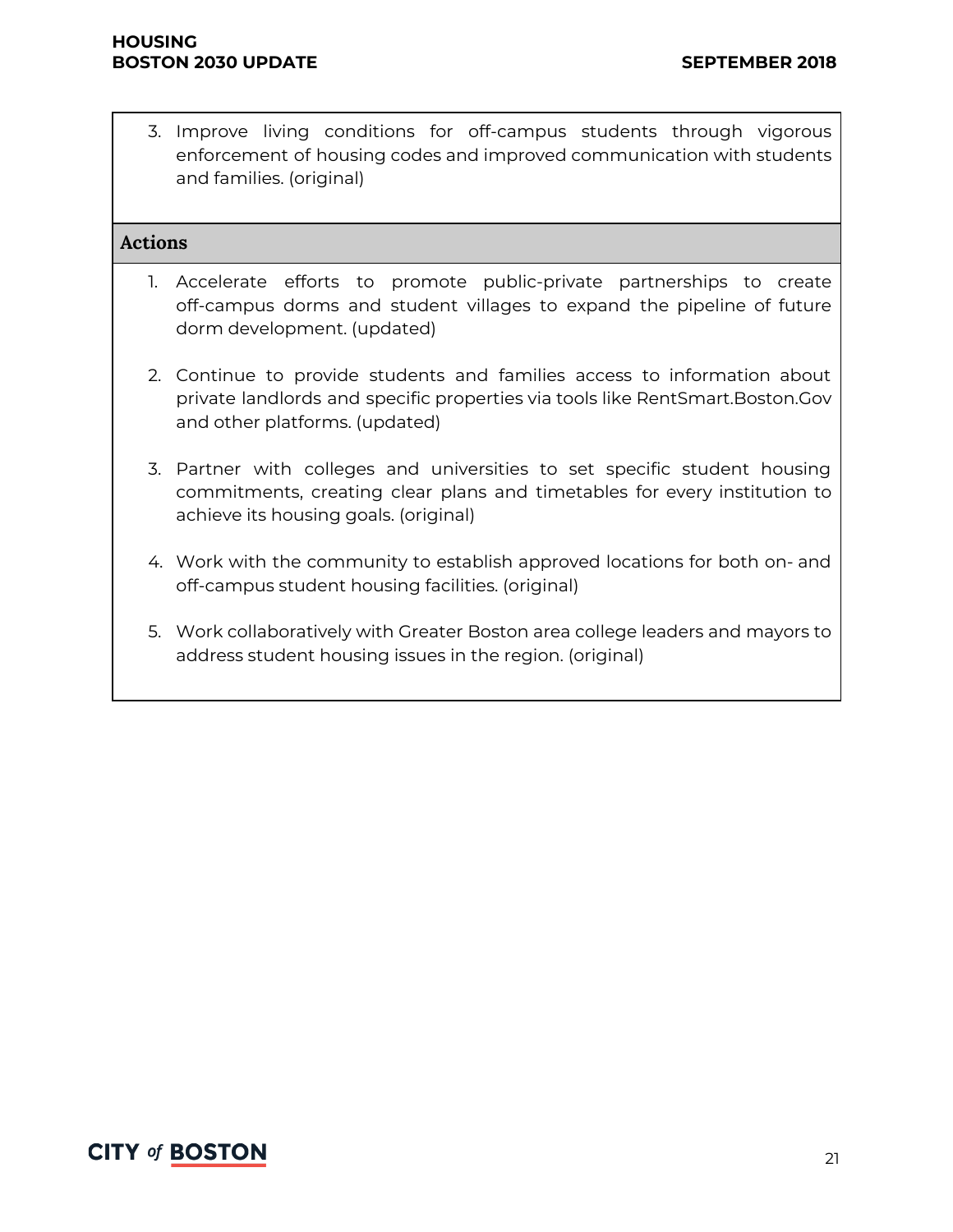3. Improve living conditions for off-campus students through vigorous enforcement of housing codes and improved communication with students and families. (original)

### Actions

1. Accelerate efforts to promote public-private partnerships to create off-campus dorms and student villages to expand the pipeline of future dorm development. (updated)

2. Continue to provide students and families access to information about private landlords and specific properties via tools like RentSmart.Boston.Gov and other platforms. (updated)

3. Partner with colleges and universities to set specific student housing commitments, creating clear plans and timetables for every institution to achieve its housing goals. (original)

4. Work with the community to establish approved locations for both on- and off-campus student housing facilities. (original)

5. Work collaboratively with Greater Boston area college leaders and mayors to address student housing issues in the region. (original)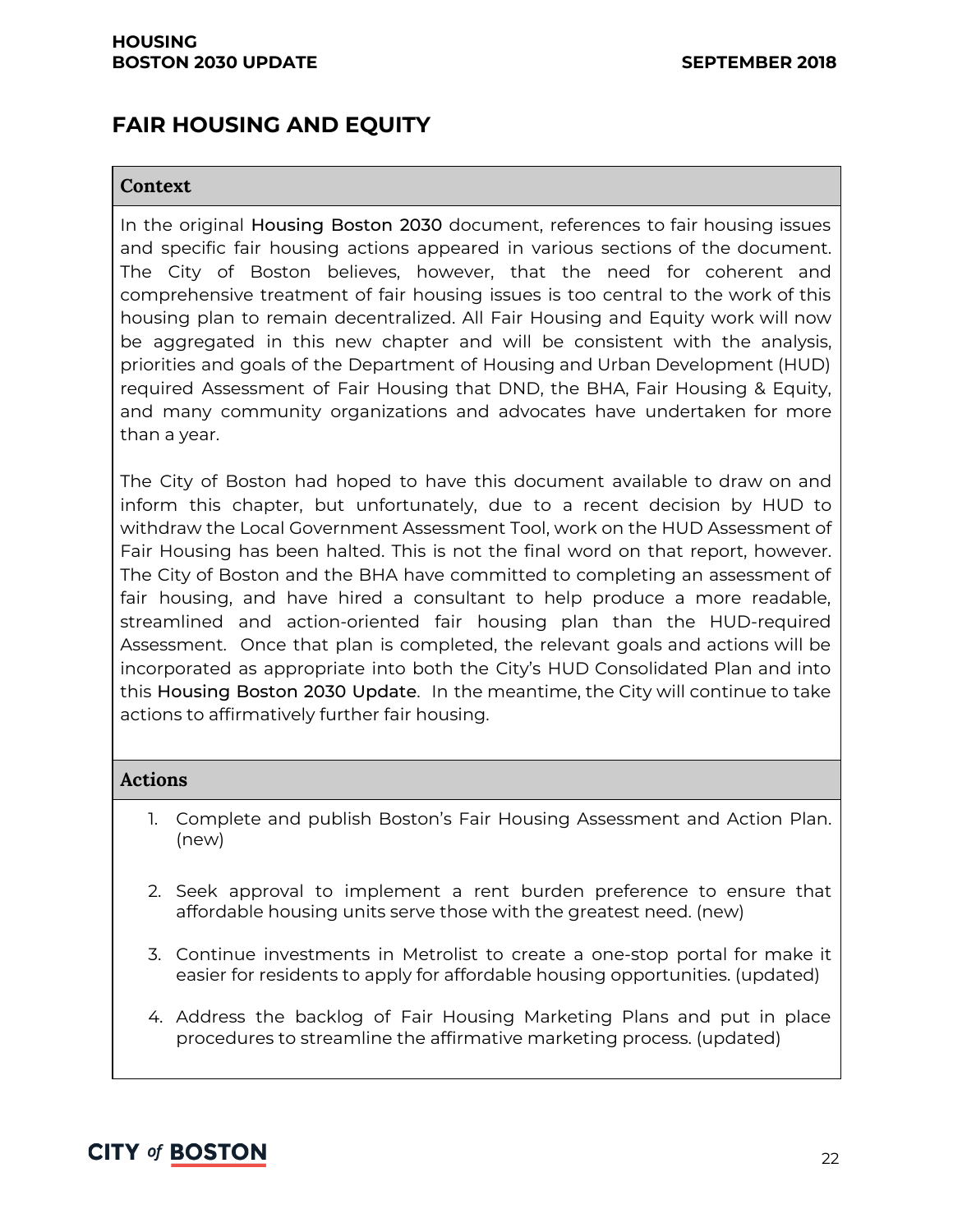## FAIR HOUSING AND EQUITY

### Context

In the original Housing Boston 2030 document, references to fair housing issues and specific fair housing actions appeared in various sections of the document. The City of Boston believes, however, that the need for coherent and comprehensive treatment of fair housing issues is too central to the work of this housing plan to remain decentralized. All Fair Housing and Equity work will now be aggregated in this new chapter and will be consistent with the analysis, priorities and goals of the Department of Housing and Urban Development (HUD) required Assessment of Fair Housing that DND, the BHA, Fair Housing & Equity, and many community organizations and advocates have undertaken for more than a year.

The City of Boston had hoped to have this document available to draw on and inform this chapter, but unfortunately, due to a recent decision by HUD to withdraw the Local Government Assessment Tool, work on the HUD Assessment of Fair Housing has been halted. This is not the final word on that report, however. The City of Boston and the BHA have committed to completing an assessment of fair housing, and have hired a consultant to help produce a more readable, streamlined and action-oriented fair housing plan than the HUD-required Assessment. Once that plan is completed, the relevant goals and actions will be incorporated as appropriate into both the City's HUD Consolidated Plan and into this Housing Boston 2030 Update. In the meantime, the City will continue to take actions to affirmatively further fair housing.

### Actions

1. Complete and publish Boston's Fair Housing Assessment and Action Plan. (new)

2. Seek approval to implement a rent burden preference to ensure that affordable housing units serve those with the greatest need. (new)

3. Continue investments in Metrolist to create a one-stop portal for make it easier for residents to apply for affordable housing opportunities. (updated)

4. Address the backlog of Fair Housing Marketing Plans and put in place procedures to streamline the affirmative marketing process. (updated)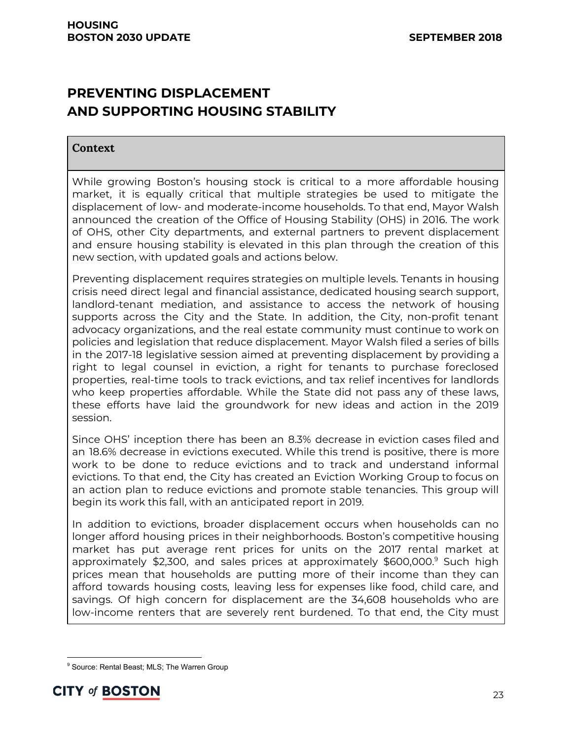## PREVENTING DISPLACEMENT AND SUPPORTING HOUSING STABILITY

### Context

While growing Boston's housing stock is critical to a more affordable housing market, it is equally critical that multiple strategies be used to mitigate the displacement of low- and moderate-income households. To that end, Mayor Walsh announced the creation of the Office of Housing Stability (OHS) in 2016. The work of OHS, other City departments, and external partners to prevent displacement and ensure housing stability is elevated in this plan through the creation of this new section, with updated goals and actions below.

Preventing displacement requires strategies on multiple levels. Tenants in housing crisis need direct legal and financial assistance, dedicated housing search support, landlord-tenant mediation, and assistance to access the network of housing supports across the City and the State. In addition, the City, non-profit tenant advocacy organizations, and the real estate community must continue to work on policies and legislation that reduce displacement. Mayor Walsh filed a series of bills in the 2017-18 legislative session aimed at preventing displacement by providing a right to legal counsel in eviction, a right for tenants to purchase foreclosed properties, real-time tools to track evictions, and tax relief incentives for landlords who keep properties affordable. While the State did not pass any of these laws, these efforts have laid the groundwork for new ideas and action in the 2019 session.

Since OHS' inception there has been an 8.3% decrease in eviction cases filed and an 18.6% decrease in evictions executed. While this trend is positive, there is more work to be done to reduce evictions and to track and understand informal evictions. To that end, the City has created an Eviction Working Group to focus on an action plan to reduce evictions and promote stable tenancies. This group will begin its work this fall, with an anticipated report in 2019.

In addition to evictions, broader displacement occurs when households can no longer afford housing prices in their neighborhoods. Boston's competitive housing market has put average rent prices for units on the 2017 rental market at approximately $2,300, and sales prices at approximately $600,000.[9] Such high prices mean that households are putting more of their income than they can afford towards housing costs, leaving less for expenses like food, child care, and savings. Of high concern for displacement are the 34,608 households who are low-income renters that are severely rent burdened. To that end, the City must

[9] Source: Rental Beast; MLS; The Warren Group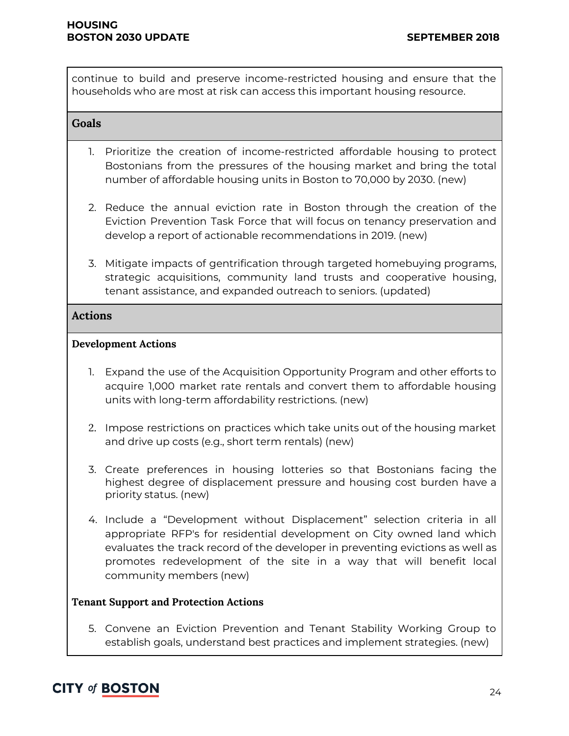continue to build and preserve income-restricted housing and ensure that the households who are most at risk can access this important housing resource.

### Goals

1. Prioritize the creation of income-restricted affordable housing to protect Bostonians from the pressures of the housing market and bring the total number of affordable housing units in Boston to 70,000 by 2030. (new)

2. Reduce the annual eviction rate in Boston through the creation of the Eviction Prevention Task Force that will focus on tenancy preservation and develop a report of actionable recommendations in 2019. (new)

3. Mitigate impacts of gentrification through targeted homebuying programs, strategic acquisitions, community land trusts and cooperative housing, tenant assistance, and expanded outreach to seniors. (updated)

### Actions

**Development Actions**

1. Expand the use of the Acquisition Opportunity Program and other efforts to acquire 1,000 market rate rentals and convert them to affordable housing units with long-term affordability restrictions. (new)

2. Impose restrictions on practices which take units out of the housing market and drive up costs (e.g., short term rentals) (new)

3. Create preferences in housing lotteries so that Bostonians facing the highest degree of displacement pressure and housing cost burden have a priority status. (new)

4. Include a "Development without Displacement" selection criteria in all appropriate RFP's for residential development on City owned land which evaluates the track record of the developer in preventing evictions as well as promotes redevelopment of the site in a way that will benefit local community members (new)

**Tenant Support and Protection Actions**

5. Convene an Eviction Prevention and Tenant Stability Working Group to establish goals, understand best practices and implement strategies. (new)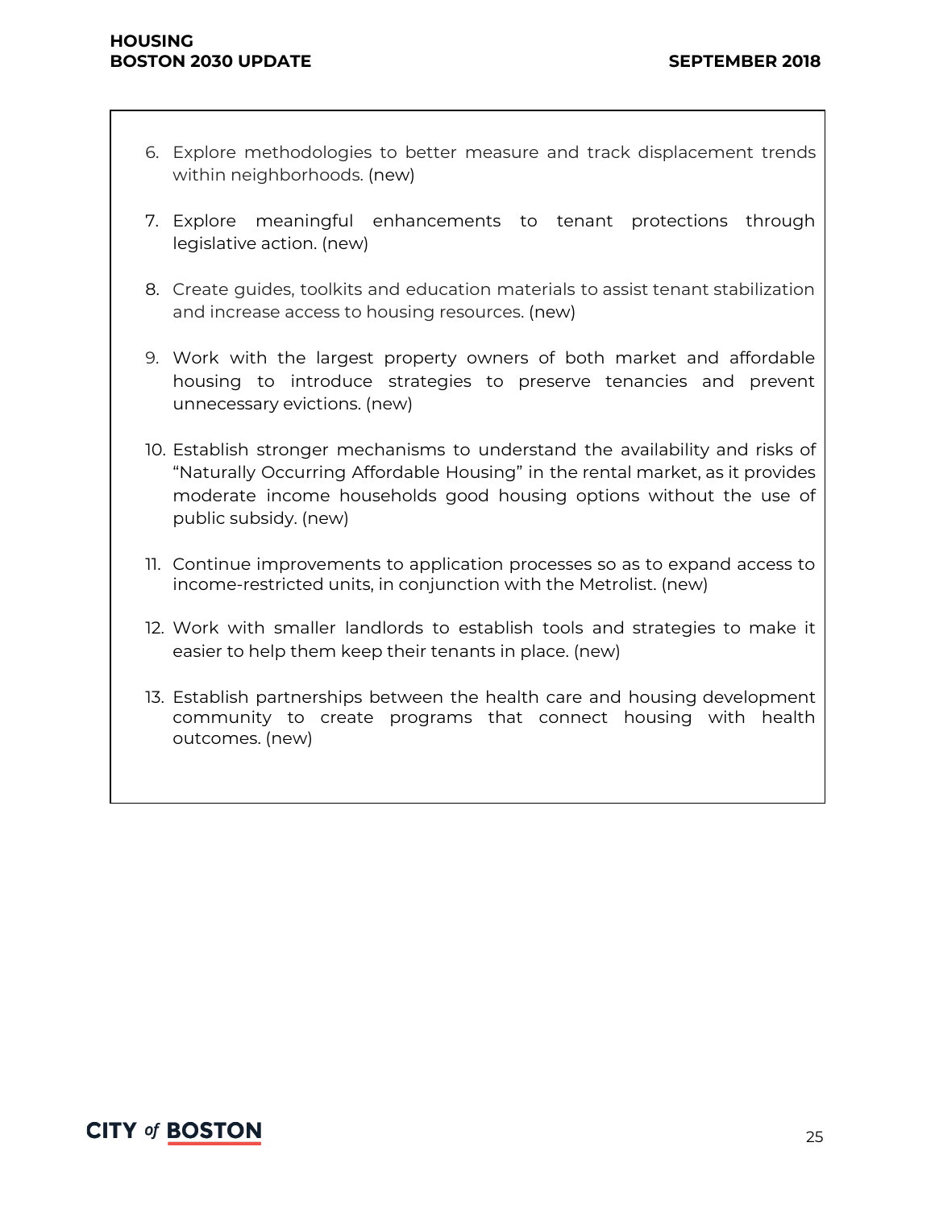6. Explore methodologies to better measure and track displacement trends within neighborhoods. (new)

7. Explore meaningful enhancements to tenant protections through legislative action. (new)

8. Create guides, toolkits and education materials to assist tenant stabilization and increase access to housing resources. (new)

9. Work with the largest property owners of both market and affordable housing to introduce strategies to preserve tenancies and prevent unnecessary evictions. (new)

10. Establish stronger mechanisms to understand the availability and risks of "Naturally Occurring Affordable Housing" in the rental market, as it provides moderate income households good housing options without the use of public subsidy. (new)

11. Continue improvements to application processes so as to expand access to income-restricted units, in conjunction with the Metrolist. (new)

12. Work with smaller landlords to establish tools and strategies to make it easier to help them keep their tenants in place. (new)

13. Establish partnerships between the health care and housing development community to create programs that connect housing with health outcomes. (new)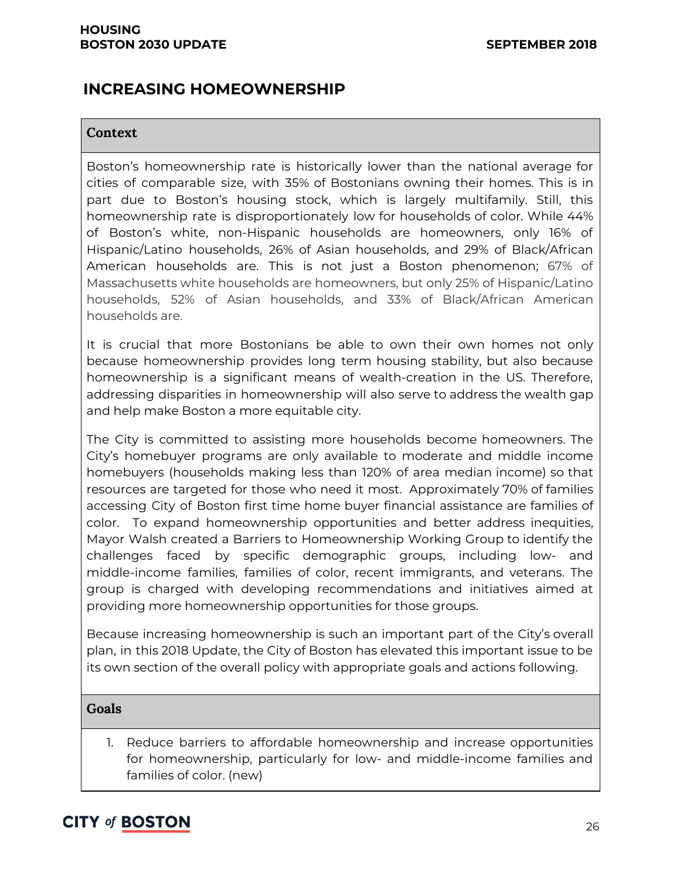# INCREASING HOMEOWNERSHIP

## Context

Boston's homeownership rate is historically lower than the national average for cities of comparable size, with 35% of Bostonians owning their homes. This is in part due to Boston's housing stock, which is largely multifamily. Still, this homeownership rate is disproportionately low for households of color. While 44% of Boston's white, non-Hispanic households are homeowners, only 16% of Hispanic/Latino households, 26% of Asian households, and 29% of Black/African American households are. This is not just a Boston phenomenon; 67% of Massachusetts white households are homeowners, but only 25% of Hispanic/Latino households, 52% of Asian households, and 33% of Black/African American households are.

It is crucial that more Bostonians be able to own their own homes not only because homeownership provides long term housing stability, but also because homeownership is a significant means of wealth-creation in the US. Therefore, addressing disparities in homeownership will also serve to address the wealth gap and help make Boston a more equitable city.

The City is committed to assisting more households become homeowners. The City's homebuyer programs are only available to moderate and middle income homebuyers (households making less than 120% of area median income) so that resources are targeted for those who need it most. Approximately 70% of families accessing City of Boston first time home buyer financial assistance are families of color. To expand homeownership opportunities and better address inequities, Mayor Walsh created a Barriers to Homeownership Working Group to identify the challenges faced by specific demographic groups, including low- and middle-income families, families of color, recent immigrants, and veterans. The group is charged with developing recommendations and initiatives aimed at providing more homeownership opportunities for those groups.

Because increasing homeownership is such an important part of the City's overall plan, in this 2018 Update, the City of Boston has elevated this important issue to be its own section of the overall policy with appropriate goals and actions following.

## Goals

1. Reduce barriers to affordable homeownership and increase opportunities for homeownership, particularly for low- and middle-income families and families of color. (new)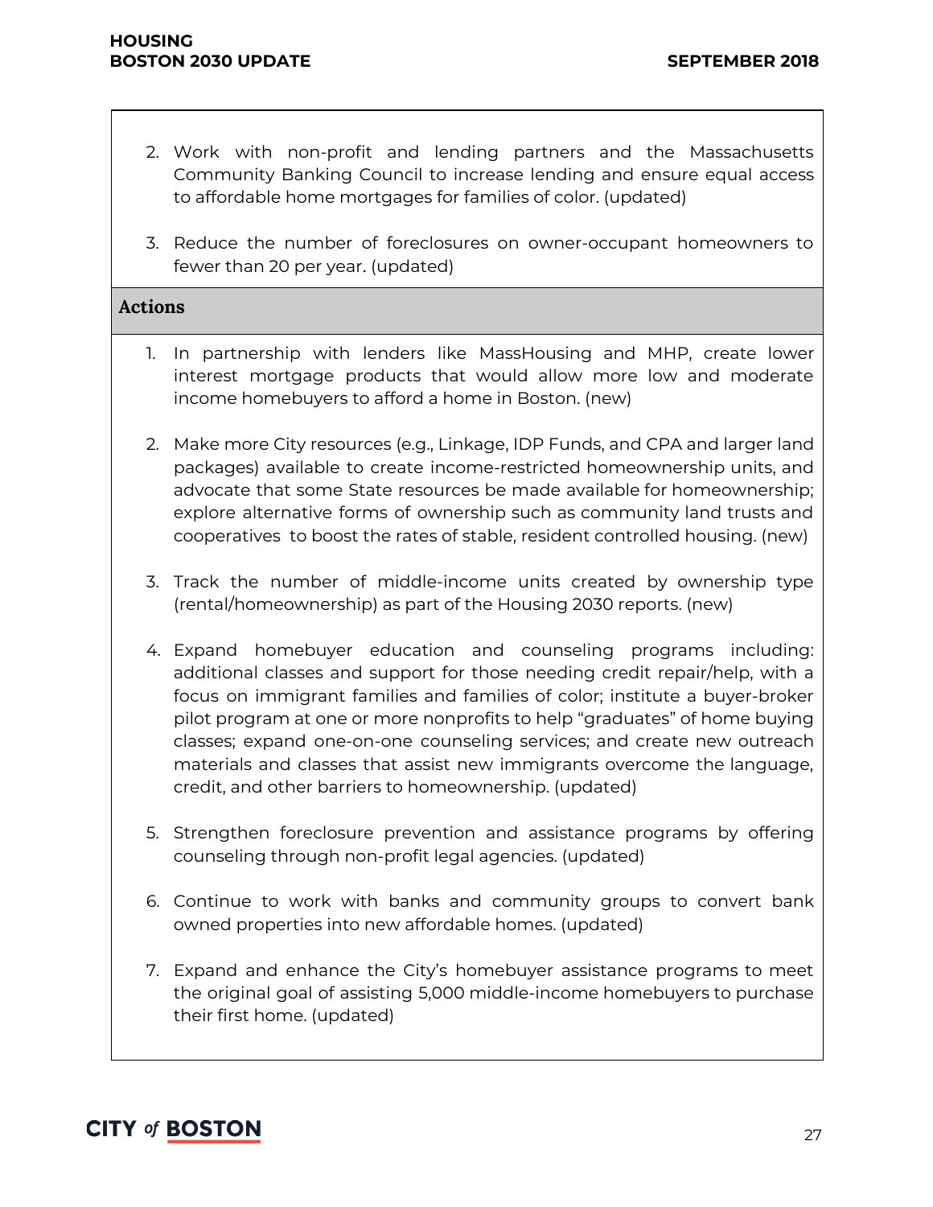2. Work with non-profit and lending partners and the Massachusetts Community Banking Council to increase lending and ensure equal access to affordable home mortgages for families of color. (updated)

3. Reduce the number of foreclosures on owner-occupant homeowners to fewer than 20 per year. (updated)

### Actions

1. In partnership with lenders like MassHousing and MHP, create lower interest mortgage products that would allow more low and moderate income homebuyers to afford a home in Boston. (new)

2. Make more City resources (e.g., Linkage, IDP Funds, and CPA and larger land packages) available to create income-restricted homeownership units, and advocate that some State resources be made available for homeownership; explore alternative forms of ownership such as community land trusts and cooperatives to boost the rates of stable, resident controlled housing. (new)

3. Track the number of middle-income units created by ownership type (rental/homeownership) as part of the Housing 2030 reports. (new)

4. Expand homebuyer education and counseling programs including: additional classes and support for those needing credit repair/help, with a focus on immigrant families and families of color; institute a buyer-broker pilot program at one or more nonprofits to help "graduates" of home buying classes; expand one-on-one counseling services; and create new outreach materials and classes that assist new immigrants overcome the language, credit, and other barriers to homeownership. (updated)

5. Strengthen foreclosure prevention and assistance programs by offering counseling through non-profit legal agencies. (updated)

6. Continue to work with banks and community groups to convert bank owned properties into new affordable homes. (updated)

7. Expand and enhance the City's homebuyer assistance programs to meet the original goal of assisting 5,000 middle-income homebuyers to purchase their first home. (updated)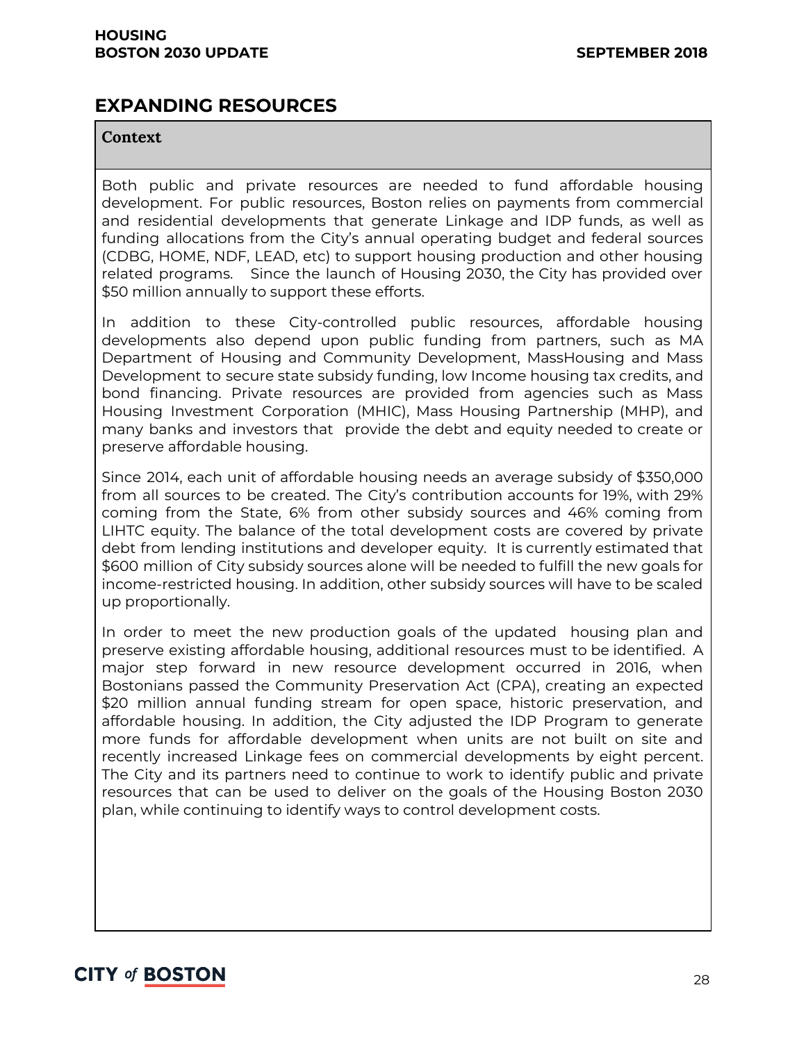## EXPANDING RESOURCES

**Context**

Both public and private resources are needed to fund affordable housing development. For public resources, Boston relies on payments from commercial and residential developments that generate Linkage and IDP funds, as well as funding allocations from the City's annual operating budget and federal sources (CDBG, HOME, NDF, LEAD, etc) to support housing production and other housing related programs. Since the launch of Housing 2030, the City has provided over $50 million annually to support these efforts.

In addition to these City-controlled public resources, affordable housing developments also depend upon public funding from partners, such as MA Department of Housing and Community Development, MassHousing and Mass Development to secure state subsidy funding, low Income housing tax credits, and bond financing. Private resources are provided from agencies such as Mass Housing Investment Corporation (MHIC), Mass Housing Partnership (MHP), and many banks and investors that provide the debt and equity needed to create or preserve affordable housing.

Since 2014, each unit of affordable housing needs an average subsidy of $350,000 from all sources to be created. The City's contribution accounts for 19%, with 29% coming from the State, 6% from other subsidy sources and 46% coming from LIHTC equity. The balance of the total development costs are covered by private debt from lending institutions and developer equity. It is currently estimated that $600 million of City subsidy sources alone will be needed to fulfill the new goals for income-restricted housing. In addition, other subsidy sources will have to be scaled up proportionally.

In order to meet the new production goals of the updated housing plan and preserve existing affordable housing, additional resources must to be identified. A major step forward in new resource development occurred in 2016, when Bostonians passed the Community Preservation Act (CPA), creating an expected $20 million annual funding stream for open space, historic preservation, and affordable housing. In addition, the City adjusted the IDP Program to generate more funds for affordable development when units are not built on site and recently increased Linkage fees on commercial developments by eight percent. The City and its partners need to continue to work to identify public and private resources that can be used to deliver on the goals of the Housing Boston 2030 plan, while continuing to identify ways to control development costs.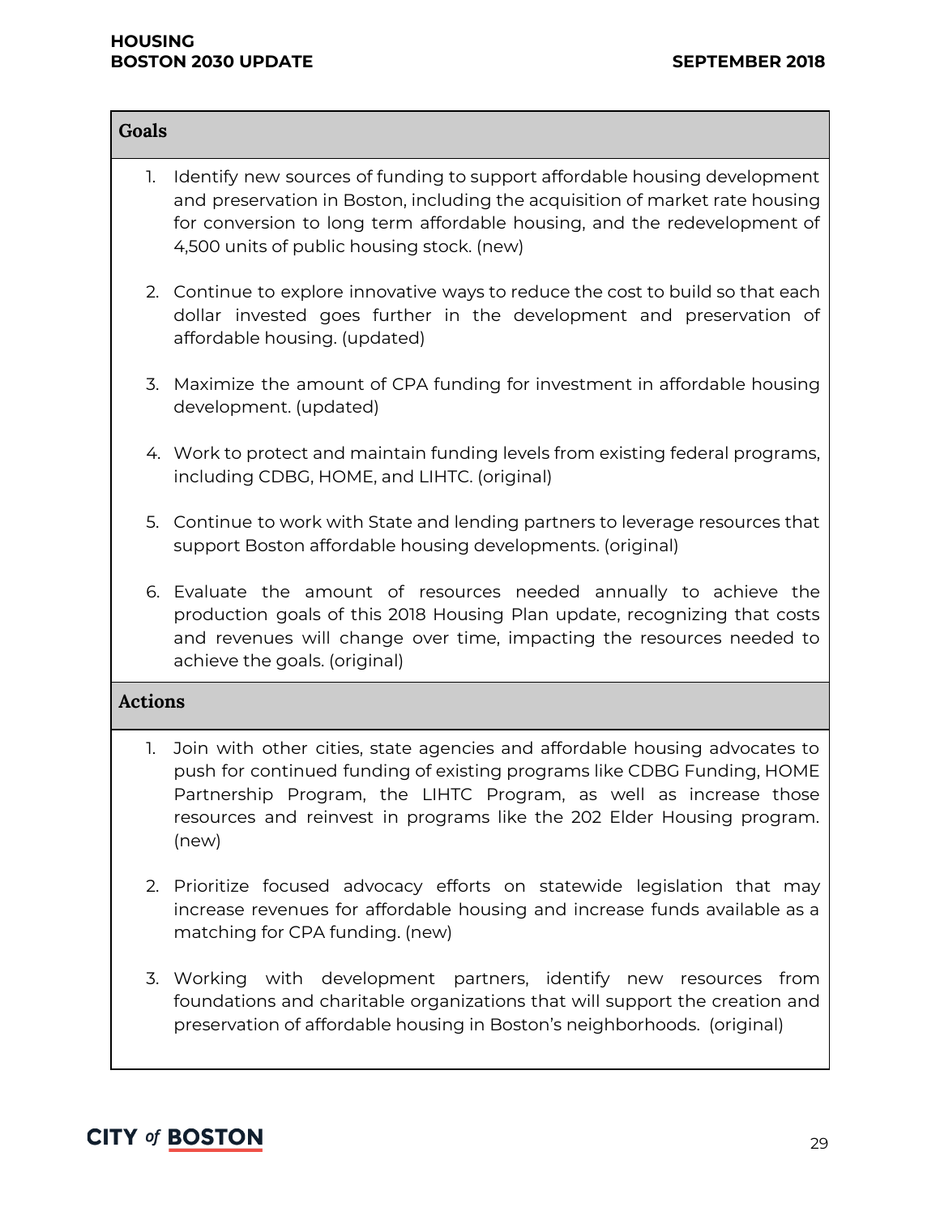### Goals

1. Identify new sources of funding to support affordable housing development and preservation in Boston, including the acquisition of market rate housing for conversion to long term affordable housing, and the redevelopment of 4,500 units of public housing stock. (new)

2. Continue to explore innovative ways to reduce the cost to build so that each dollar invested goes further in the development and preservation of affordable housing. (updated)

3. Maximize the amount of CPA funding for investment in affordable housing development. (updated)

4. Work to protect and maintain funding levels from existing federal programs, including CDBG, HOME, and LIHTC. (original)

5. Continue to work with State and lending partners to leverage resources that support Boston affordable housing developments. (original)

6. Evaluate the amount of resources needed annually to achieve the production goals of this 2018 Housing Plan update, recognizing that costs and revenues will change over time, impacting the resources needed to achieve the goals. (original)

### Actions

1. Join with other cities, state agencies and affordable housing advocates to push for continued funding of existing programs like CDBG Funding, HOME Partnership Program, the LIHTC Program, as well as increase those resources and reinvest in programs like the 202 Elder Housing program. (new)

2. Prioritize focused advocacy efforts on statewide legislation that may increase revenues for affordable housing and increase funds available as a matching for CPA funding. (new)

3. Working with development partners, identify new resources from foundations and charitable organizations that will support the creation and preservation of affordable housing in Boston's neighborhoods. (original)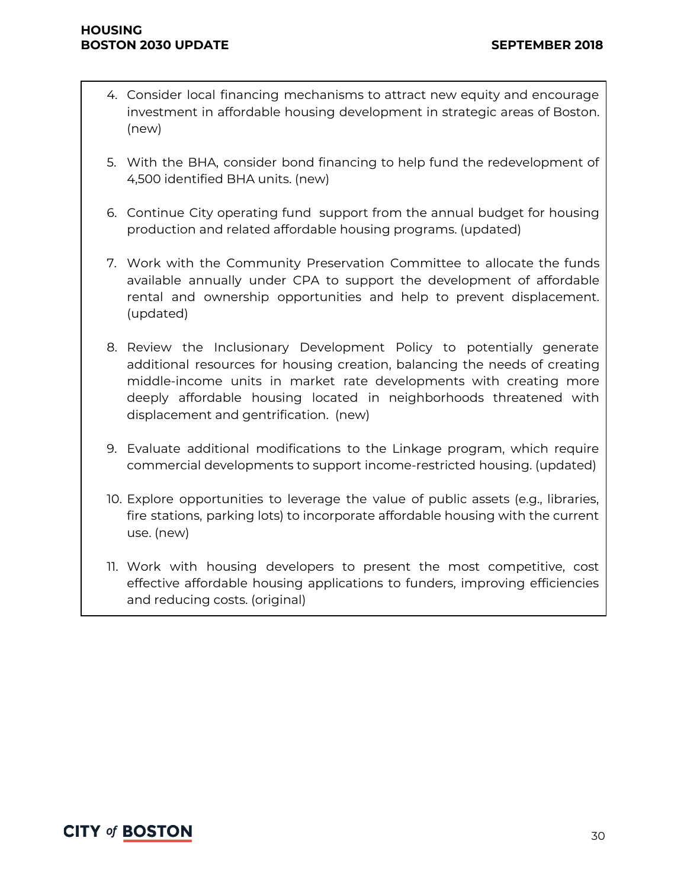4. Consider local financing mechanisms to attract new equity and encourage investment in affordable housing development in strategic areas of Boston. (new)

5. With the BHA, consider bond financing to help fund the redevelopment of 4,500 identified BHA units. (new)

6. Continue City operating fund support from the annual budget for housing production and related affordable housing programs. (updated)

7. Work with the Community Preservation Committee to allocate the funds available annually under CPA to support the development of affordable rental and ownership opportunities and help to prevent displacement. (updated)

8. Review the Inclusionary Development Policy to potentially generate additional resources for housing creation, balancing the needs of creating middle-income units in market rate developments with creating more deeply affordable housing located in neighborhoods threatened with displacement and gentrification. (new)

9. Evaluate additional modifications to the Linkage program, which require commercial developments to support income-restricted housing. (updated)

10. Explore opportunities to leverage the value of public assets (e.g., libraries, fire stations, parking lots) to incorporate affordable housing with the current use. (new)

11. Work with housing developers to present the most competitive, cost effective affordable housing applications to funders, improving efficiencies and reducing costs. (original)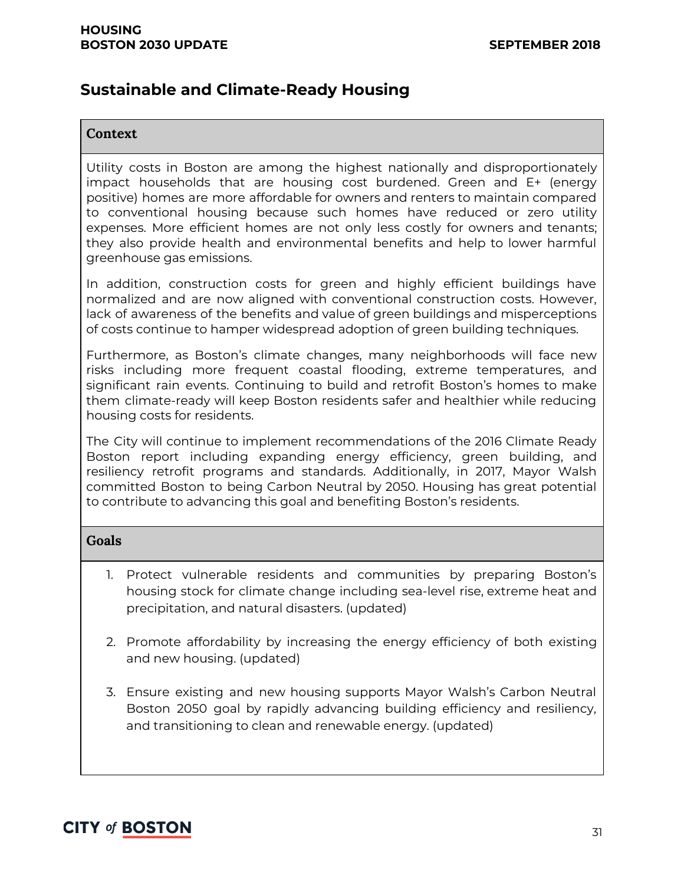## Sustainable and Climate-Ready Housing

### Context

Utility costs in Boston are among the highest nationally and disproportionately impact households that are housing cost burdened. Green and E+ (energy positive) homes are more affordable for owners and renters to maintain compared to conventional housing because such homes have reduced or zero utility expenses. More efficient homes are not only less costly for owners and tenants; they also provide health and environmental benefits and help to lower harmful greenhouse gas emissions.

In addition, construction costs for green and highly efficient buildings have normalized and are now aligned with conventional construction costs. However, lack of awareness of the benefits and value of green buildings and misperceptions of costs continue to hamper widespread adoption of green building techniques.

Furthermore, as Boston's climate changes, many neighborhoods will face new risks including more frequent coastal flooding, extreme temperatures, and significant rain events. Continuing to build and retrofit Boston's homes to make them climate-ready will keep Boston residents safer and healthier while reducing housing costs for residents.

The City will continue to implement recommendations of the 2016 Climate Ready Boston report including expanding energy efficiency, green building, and resiliency retrofit programs and standards. Additionally, in 2017, Mayor Walsh committed Boston to being Carbon Neutral by 2050. Housing has great potential to contribute to advancing this goal and benefiting Boston's residents.

### Goals

1. Protect vulnerable residents and communities by preparing Boston's housing stock for climate change including sea-level rise, extreme heat and precipitation, and natural disasters. (updated)
2. Promote affordability by increasing the energy efficiency of both existing and new housing. (updated)
3. Ensure existing and new housing supports Mayor Walsh's Carbon Neutral Boston 2050 goal by rapidly advancing building efficiency and resiliency, and transitioning to clean and renewable energy. (updated)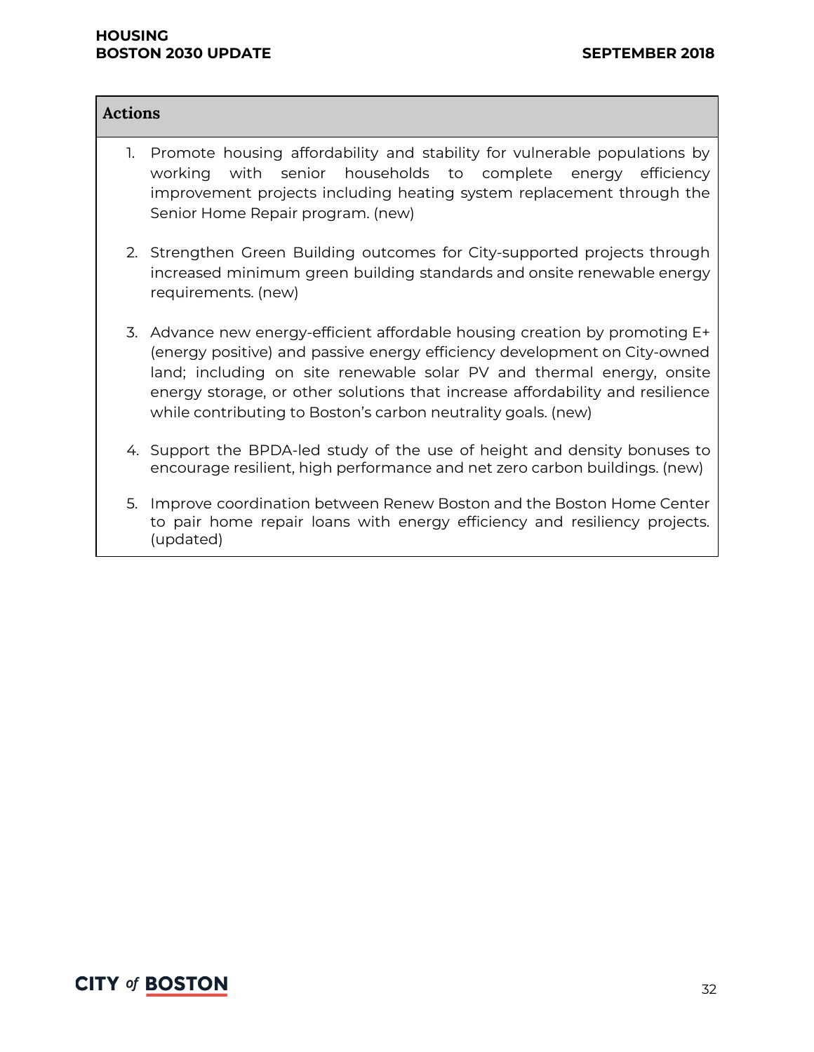**Actions**

1. Promote housing affordability and stability for vulnerable populations by working with senior households to complete energy efficiency improvement projects including heating system replacement through the Senior Home Repair program. (new)

2. Strengthen Green Building outcomes for City-supported projects through increased minimum green building standards and onsite renewable energy requirements. (new)

3. Advance new energy-efficient affordable housing creation by promoting E+ (energy positive) and passive energy efficiency development on City-owned land; including on site renewable solar PV and thermal energy, onsite energy storage, or other solutions that increase affordability and resilience while contributing to Boston's carbon neutrality goals. (new)

4. Support the BPDA-led study of the use of height and density bonuses to encourage resilient, high performance and net zero carbon buildings. (new)

5. Improve coordination between Renew Boston and the Boston Home Center to pair home repair loans with energy efficiency and resiliency projects. (updated)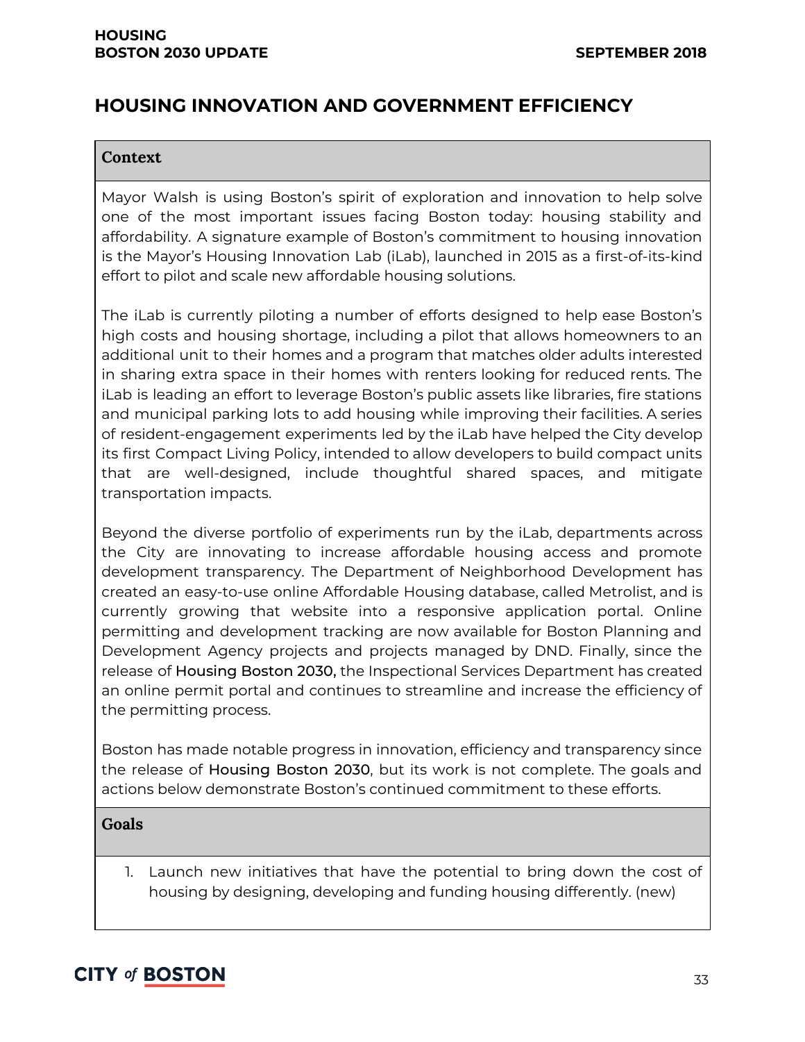# HOUSING INNOVATION AND GOVERNMENT EFFICIENCY

## Context

Mayor Walsh is using Boston's spirit of exploration and innovation to help solve one of the most important issues facing Boston today: housing stability and affordability. A signature example of Boston's commitment to housing innovation is the Mayor's Housing Innovation Lab (iLab), launched in 2015 as a first-of-its-kind effort to pilot and scale new affordable housing solutions.

The iLab is currently piloting a number of efforts designed to help ease Boston's high costs and housing shortage, including a pilot that allows homeowners to an additional unit to their homes and a program that matches older adults interested in sharing extra space in their homes with renters looking for reduced rents. The iLab is leading an effort to leverage Boston's public assets like libraries, fire stations and municipal parking lots to add housing while improving their facilities. A series of resident-engagement experiments led by the iLab have helped the City develop its first Compact Living Policy, intended to allow developers to build compact units that are well-designed, include thoughtful shared spaces, and mitigate transportation impacts.

Beyond the diverse portfolio of experiments run by the iLab, departments across the City are innovating to increase affordable housing access and promote development transparency. The Department of Neighborhood Development has created an easy-to-use online Affordable Housing database, called Metrolist, and is currently growing that website into a responsive application portal. Online permitting and development tracking are now available for Boston Planning and Development Agency projects and projects managed by DND. Finally, since the release of Housing Boston 2030, the Inspectional Services Department has created an online permit portal and continues to streamline and increase the efficiency of the permitting process.

Boston has made notable progress in innovation, efficiency and transparency since the release of Housing Boston 2030, but its work is not complete. The goals and actions below demonstrate Boston's continued commitment to these efforts.

## Goals

1. Launch new initiatives that have the potential to bring down the cost of housing by designing, developing and funding housing differently. (new)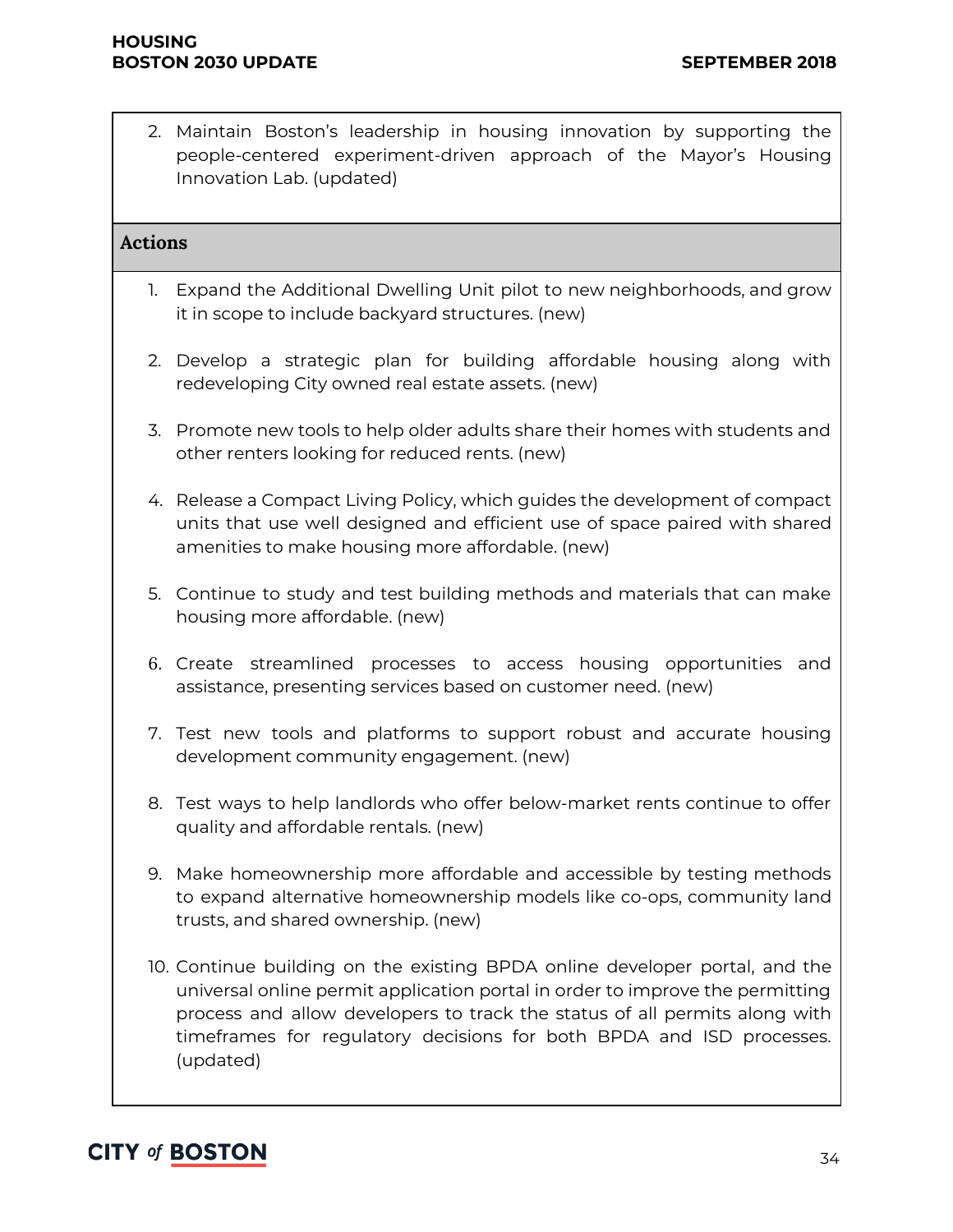2. Maintain Boston's leadership in housing innovation by supporting the people-centered experiment-driven approach of the Mayor's Housing Innovation Lab. (updated)

**Actions**

1. Expand the Additional Dwelling Unit pilot to new neighborhoods, and grow it in scope to include backyard structures. (new)

2. Develop a strategic plan for building affordable housing along with redeveloping City owned real estate assets. (new)

3. Promote new tools to help older adults share their homes with students and other renters looking for reduced rents. (new)

4. Release a Compact Living Policy, which guides the development of compact units that use well designed and efficient use of space paired with shared amenities to make housing more affordable. (new)

5. Continue to study and test building methods and materials that can make housing more affordable. (new)

6. Create streamlined processes to access housing opportunities and assistance, presenting services based on customer need. (new)

7. Test new tools and platforms to support robust and accurate housing development community engagement. (new)

8. Test ways to help landlords who offer below-market rents continue to offer quality and affordable rentals. (new)

9. Make homeownership more affordable and accessible by testing methods to expand alternative homeownership models like co-ops, community land trusts, and shared ownership. (new)

10. Continue building on the existing BPDA online developer portal, and the universal online permit application portal in order to improve the permitting process and allow developers to track the status of all permits along with timeframes for regulatory decisions for both BPDA and ISD processes. (updated)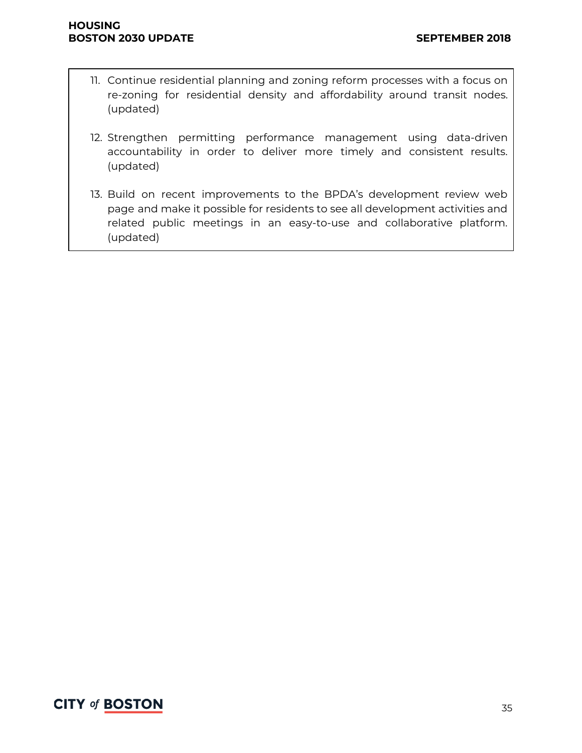11. Continue residential planning and zoning reform processes with a focus on re-zoning for residential density and affordability around transit nodes. (updated)

12. Strengthen permitting performance management using data-driven accountability in order to deliver more timely and consistent results. (updated)

13. Build on recent improvements to the BPDA's development review web page and make it possible for residents to see all development activities and related public meetings in an easy-to-use and collaborative platform. (updated)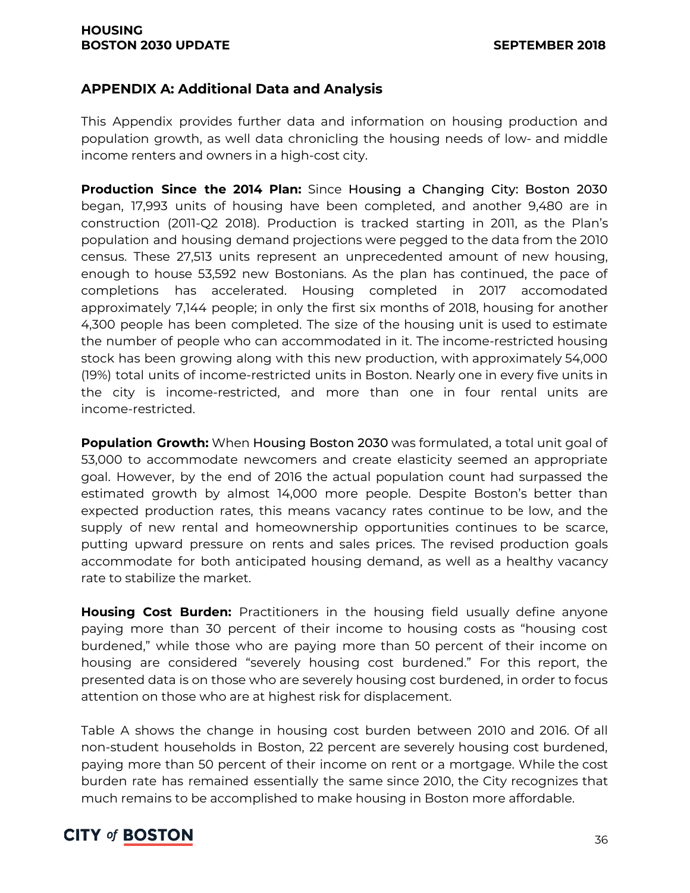## APPENDIX A: Additional Data and Analysis

This Appendix provides further data and information on housing production and population growth, as well data chronicling the housing needs of low- and middle income renters and owners in a high-cost city.

**Production Since the 2014 Plan:** Since Housing a Changing City: Boston 2030 began, 17,993 units of housing have been completed, and another 9,480 are in construction (2011-Q2 2018). Production is tracked starting in 2011, as the Plan's population and housing demand projections were pegged to the data from the 2010 census. These 27,513 units represent an unprecedented amount of new housing, enough to house 53,592 new Bostonians. As the plan has continued, the pace of completions has accelerated. Housing completed in 2017 accomodated approximately 7,144 people; in only the first six months of 2018, housing for another 4,300 people has been completed. The size of the housing unit is used to estimate the number of people who can accommodated in it. The income-restricted housing stock has been growing along with this new production, with approximately 54,000 (19%) total units of income-restricted units in Boston. Nearly one in every five units in the city is income-restricted, and more than one in four rental units are income-restricted.

**Population Growth:** When Housing Boston 2030 was formulated, a total unit goal of 53,000 to accommodate newcomers and create elasticity seemed an appropriate goal. However, by the end of 2016 the actual population count had surpassed the estimated growth by almost 14,000 more people. Despite Boston's better than expected production rates, this means vacancy rates continue to be low, and the supply of new rental and homeownership opportunities continues to be scarce, putting upward pressure on rents and sales prices. The revised production goals accommodate for both anticipated housing demand, as well as a healthy vacancy rate to stabilize the market.

**Housing Cost Burden:** Practitioners in the housing field usually define anyone paying more than 30 percent of their income to housing costs as "housing cost burdened," while those who are paying more than 50 percent of their income on housing are considered "severely housing cost burdened." For this report, the presented data is on those who are severely housing cost burdened, in order to focus attention on those who are at highest risk for displacement.

Table A shows the change in housing cost burden between 2010 and 2016. Of all non-student households in Boston, 22 percent are severely housing cost burdened, paying more than 50 percent of their income on rent or a mortgage. While the cost burden rate has remained essentially the same since 2010, the City recognizes that much remains to be accomplished to make housing in Boston more affordable.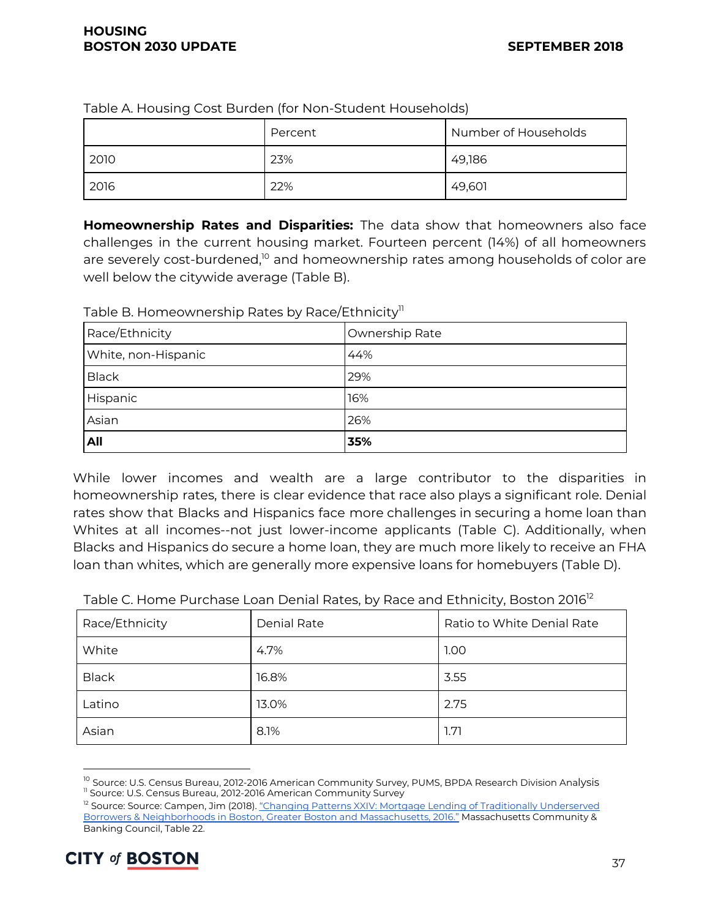Table A. Housing Cost Burden (for Non-Student Households)

| | Percent | Number of Households |
|---|---|---|
| 2010 | 23% | 49,186 |
| 2016 | 22% | 49,601 |

**Homeownership Rates and Disparities:** The data show that homeowners also face challenges in the current housing market. Fourteen percent (14%) of all homeowners are severely cost-burdened,[10] and homeownership rates among households of color are well below the citywide average (Table B).

Table B. Homeownership Rates by Race/Ethnicity[11]

| Race/Ethnicity | Ownership Rate |
|---|---|
| White, non-Hispanic | 44% |
| Black | 29% |
| Hispanic | 16% |
| Asian | 26% |
| **All** | **35%** |

While lower incomes and wealth are a large contributor to the disparities in homeownership rates, there is clear evidence that race also plays a significant role. Denial rates show that Blacks and Hispanics face more challenges in securing a home loan than Whites at all incomes--not just lower-income applicants (Table C). Additionally, when Blacks and Hispanics do secure a home loan, they are much more likely to receive an FHA loan than whites, which are generally more expensive loans for homebuyers (Table D).

Table C. Home Purchase Loan Denial Rates, by Race and Ethnicity, Boston 2016[12]

| Race/Ethnicity | Denial Rate | Ratio to White Denial Rate |
|---|---|---|
| White | 4.7% | 1.00 |
| Black | 16.8% | 3.55 |
| Latino | 13.0% | 2.75 |
| Asian | 8.1% | 1.71 |

---

[10] Source: U.S. Census Bureau, 2012-2016 American Community Survey, PUMS, BPDA Research Division Analysis

[11] Source: U.S. Census Bureau, 2012-2016 American Community Survey

[12] Source: Source: Campen, Jim (2018). "Changing Patterns XXIV: Mortgage Lending of Traditionally Underserved Borrowers & Neighborhoods in Boston, Greater Boston and Massachusetts, 2016." Massachusetts Community & Banking Council, Table 22.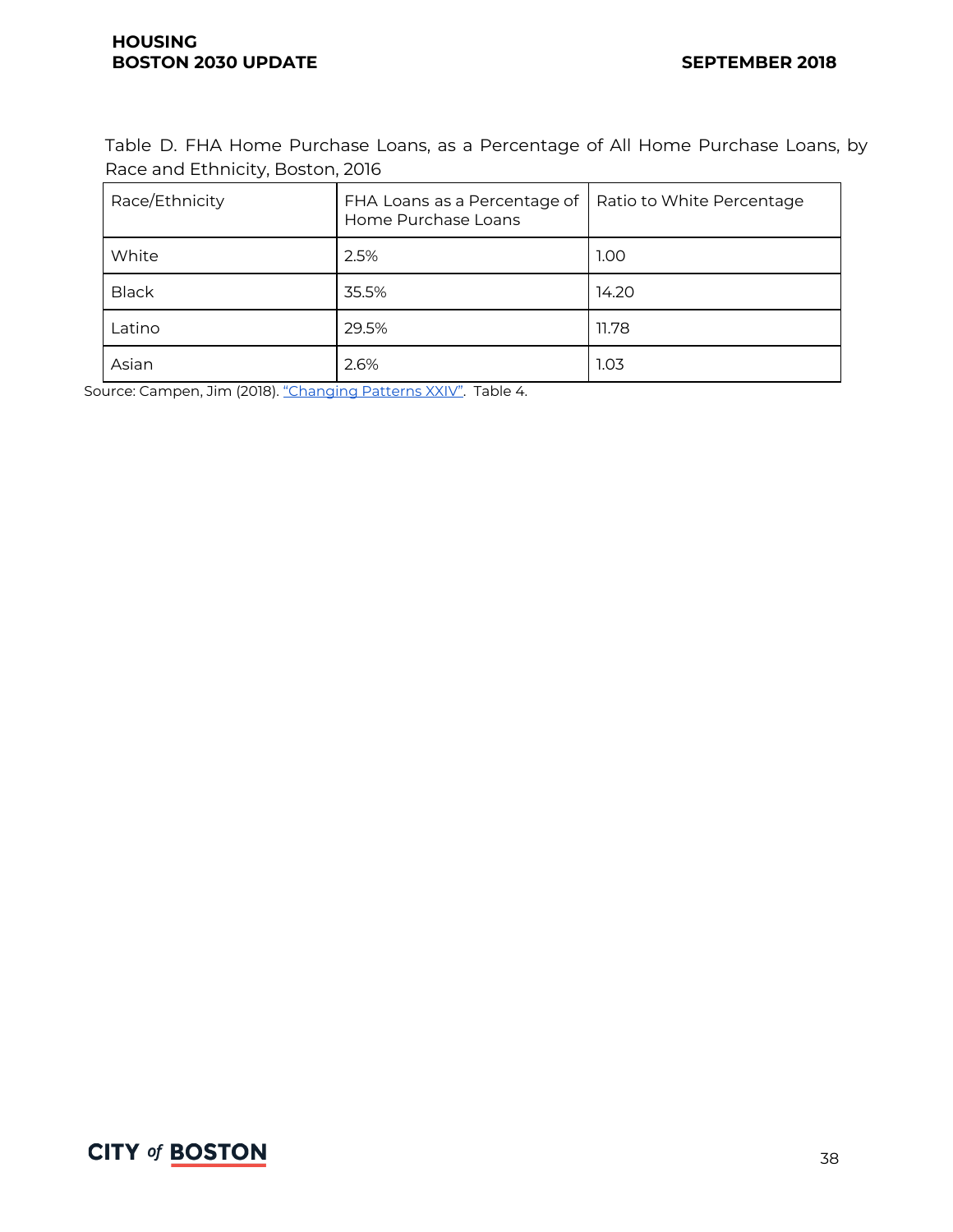Table D. FHA Home Purchase Loans, as a Percentage of All Home Purchase Loans, by Race and Ethnicity, Boston, 2016

| Race/Ethnicity | FHA Loans as a Percentage of Home Purchase Loans | Ratio to White Percentage |
|---|---|---|
| White | 2.5% | 1.00 |
| Black | 35.5% | 14.20 |
| Latino | 29.5% | 11.78 |
| Asian | 2.6% | 1.03 |

Source: Campen, Jim (2018). "Changing Patterns XXIV". Table 4.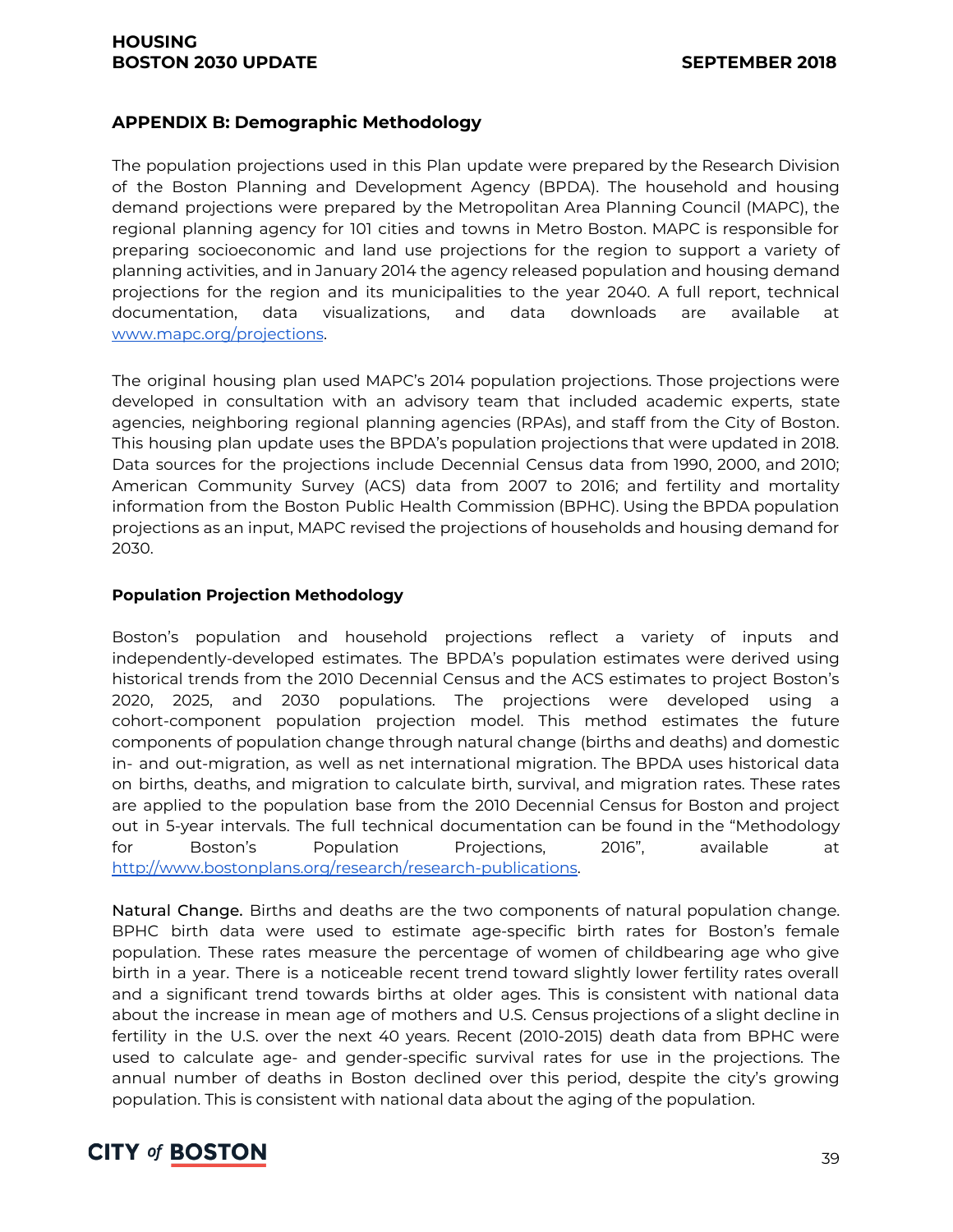## APPENDIX B: Demographic Methodology

The population projections used in this Plan update were prepared by the Research Division of the Boston Planning and Development Agency (BPDA). The household and housing demand projections were prepared by the Metropolitan Area Planning Council (MAPC), the regional planning agency for 101 cities and towns in Metro Boston. MAPC is responsible for preparing socioeconomic and land use projections for the region to support a variety of planning activities, and in January 2014 the agency released population and housing demand projections for the region and its municipalities to the year 2040. A full report, technical documentation, data visualizations, and data downloads are available at www.mapc.org/projections.

The original housing plan used MAPC's 2014 population projections. Those projections were developed in consultation with an advisory team that included academic experts, state agencies, neighboring regional planning agencies (RPAs), and staff from the City of Boston. This housing plan update uses the BPDA's population projections that were updated in 2018. Data sources for the projections include Decennial Census data from 1990, 2000, and 2010; American Community Survey (ACS) data from 2007 to 2016; and fertility and mortality information from the Boston Public Health Commission (BPHC). Using the BPDA population projections as an input, MAPC revised the projections of households and housing demand for 2030.

### Population Projection Methodology

Boston's population and household projections reflect a variety of inputs and independently-developed estimates. The BPDA's population estimates were derived using historical trends from the 2010 Decennial Census and the ACS estimates to project Boston's 2020, 2025, and 2030 populations. The projections were developed using a cohort-component population projection model. This method estimates the future components of population change through natural change (births and deaths) and domestic in- and out-migration, as well as net international migration. The BPDA uses historical data on births, deaths, and migration to calculate birth, survival, and migration rates. These rates are applied to the population base from the 2010 Decennial Census for Boston and project out in 5-year intervals. The full technical documentation can be found in the "Methodology for Boston's Population Projections, 2016", available at http://www.bostonplans.org/research/research-publications.

Natural Change. Births and deaths are the two components of natural population change. BPHC birth data were used to estimate age-specific birth rates for Boston's female population. These rates measure the percentage of women of childbearing age who give birth in a year. There is a noticeable recent trend toward slightly lower fertility rates overall and a significant trend towards births at older ages. This is consistent with national data about the increase in mean age of mothers and U.S. Census projections of a slight decline in fertility in the U.S. over the next 40 years. Recent (2010-2015) death data from BPHC were used to calculate age- and gender-specific survival rates for use in the projections. The annual number of deaths in Boston declined over this period, despite the city's growing population. This is consistent with national data about the aging of the population.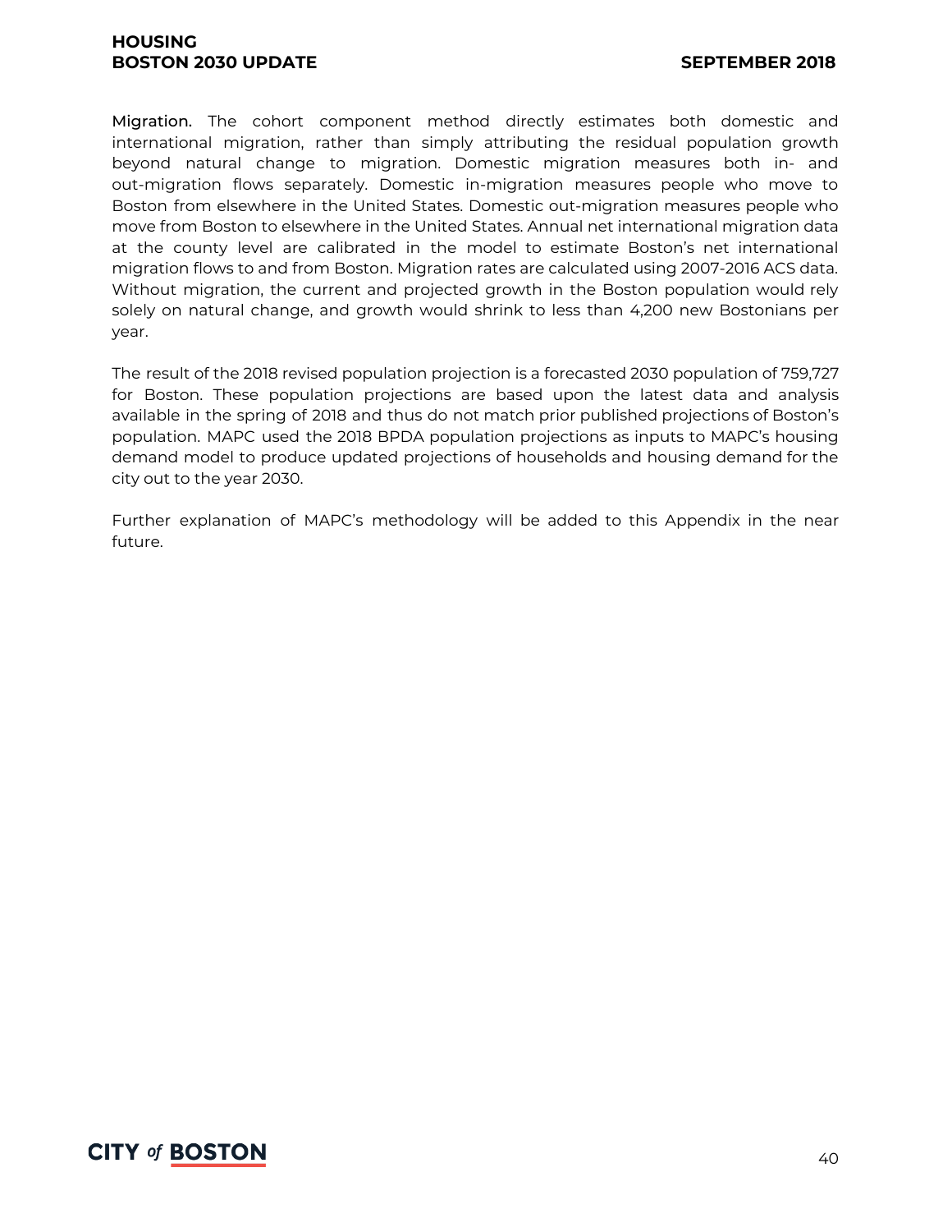**Migration.** The cohort component method directly estimates both domestic and international migration, rather than simply attributing the residual population growth beyond natural change to migration. Domestic migration measures both in- and out-migration flows separately. Domestic in-migration measures people who move to Boston from elsewhere in the United States. Domestic out-migration measures people who move from Boston to elsewhere in the United States. Annual net international migration data at the county level are calibrated in the model to estimate Boston's net international migration flows to and from Boston. Migration rates are calculated using 2007-2016 ACS data. Without migration, the current and projected growth in the Boston population would rely solely on natural change, and growth would shrink to less than 4,200 new Bostonians per year.

The result of the 2018 revised population projection is a forecasted 2030 population of 759,727 for Boston. These population projections are based upon the latest data and analysis available in the spring of 2018 and thus do not match prior published projections of Boston's population. MAPC used the 2018 BPDA population projections as inputs to MAPC's housing demand model to produce updated projections of households and housing demand for the city out to the year 2030.

Further explanation of MAPC's methodology will be added to this Appendix in the near future.